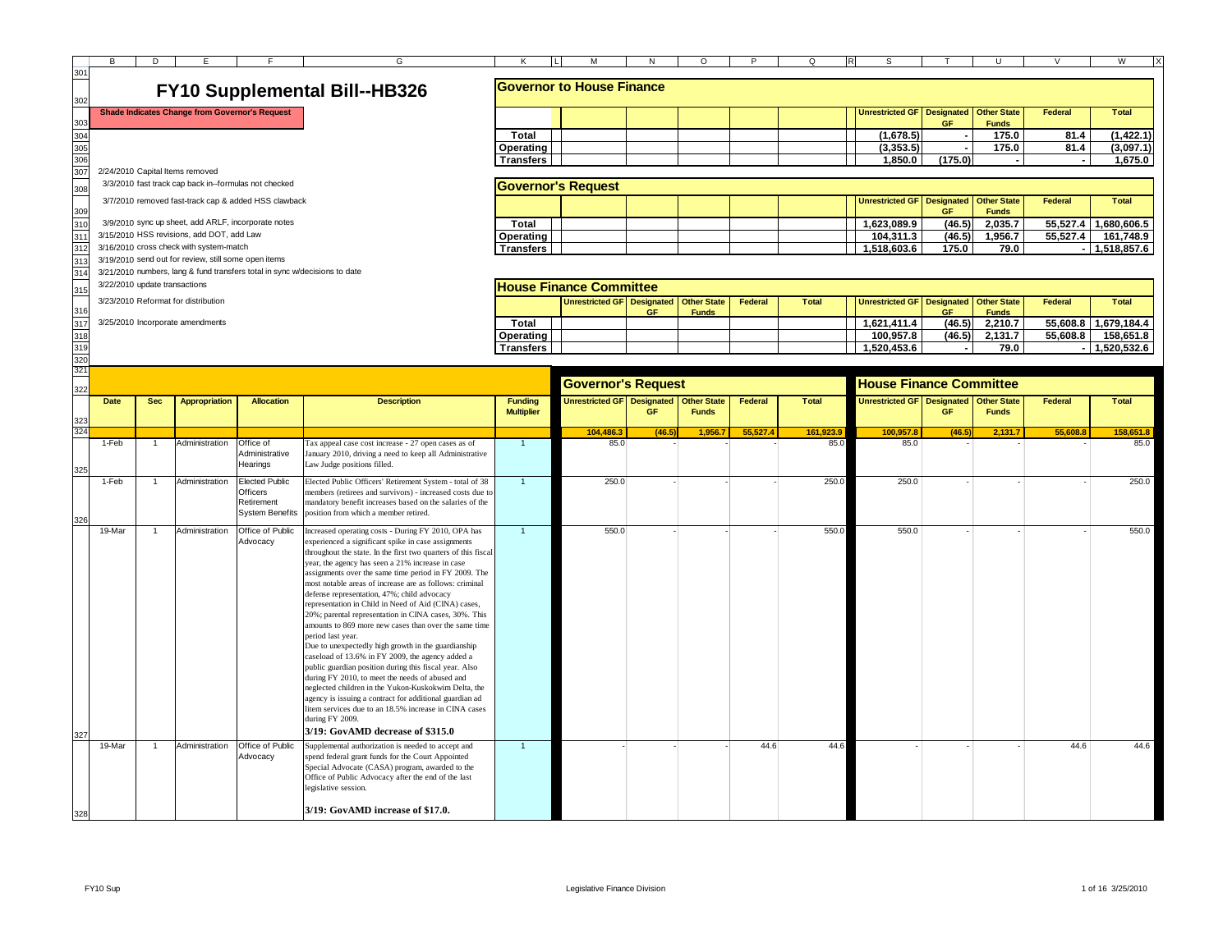# FY10 Supplemental Bill--HB326

**Shade Indicates Change from Governor's Request**

2/24/2010 Capital Items removed
3/3/2010 fast track cap back in--formulas not checked
3/7/2010 removed fast-track cap & added HSS clawback
3/9/2010 sync up sheet, add ARLF, incorporate notes
3/15/2010 HSS revisions, add DOT, add Law
3/16/2010 cross check with system-match
3/19/2010 send out for review, still some open items
3/21/2010 numbers, lang & fund transfers total in sync w/decisions to date
3/22/2010 update transactions
3/23/2010 Reformat for distribution
3/25/2010 Incorporate amendments

## Governor to House Finance

| | Unrestricted GF | Designated GF | Other State Funds | Federal | Total |
|---|---|---|---|---|---|
| Total | (1,678.5) | - | 175.0 | 81.4 | (1,422.1) |
| Operating | (3,353.5) | - | 175.0 | 81.4 | (3,097.1) |
| Transfers | 1,850.0 | (175.0) | - | - | 1,675.0 |

## Governor's Request

| | Unrestricted GF | Designated GF | Other State Funds | Federal | Total |
|---|---|---|---|---|---|
| Total | 1,623,089.9 | (46.5) | 2,035.7 | 55,527.4 | 1,680,606.5 |
| Operating | 104,311.3 | (46.5) | 1,956.7 | 55,527.4 | 161,748.9 |
| Transfers | 1,518,603.6 | 175.0 | 79.0 | - | 1,518,857.6 |

## House Finance Committee

| | Unrestricted GF | Designated GF | Other State Funds | Federal | Total |
|---|---|---|---|---|---|
| Total | 1,621,411.4 | (46.5) | 2,210.7 | 55,608.8 | 1,679,184.4 |
| Operating | 100,957.8 | (46.5) | 2,131.7 | 55,608.8 | 158,651.8 |
| Transfers | 1,520,453.6 | - | 79.0 | - | 1,520,532.6 |

| | | | | | | Governor's Request | | | | | House Finance Committee | | | | |
|---|---|---|---|---|---|---|---|---|---|---|---|---|---|---|---|
| Date | Sec | Appropriation | Allocation | Description | Funding Multiplier | Unrestricted GF | Designated GF | Other State Funds | Federal | Total | Unrestricted GF | Designated GF | Other State Funds | Federal | Total |
| | | | | | | 104,486.3 | (46.5) | 1,956.7 | 55,527.4 | 161,923.9 | 100,957.8 | (46.5) | 2,131.7 | 55,608.8 | 158,651.8 |
| 1-Feb | 1 | Administration | Office of Administrative Hearings | Tax appeal case cost increase - 27 open cases as of January 2010, driving a need to keep all Administrative Law Judge positions filled. | 1 | 85.0 | - | - | - | 85.0 | 85.0 | - | - | - | 85.0 |
| 1-Feb | 1 | Administration | Elected Public Officers Retirement System Benefits | Elected Public Officers' Retirement System - total of 38 members (retirees and survivors) - increased costs due to mandatory benefit increases based on the salaries of the position from which a member retired. | 1 | 250.0 | - | - | - | 250.0 | 250.0 | - | - | - | 250.0 |
| 19-Mar | 1 | Administration | Office of Public Advocacy | Increased operating costs - During FY 2010, OPA has experienced a significant spike in case assignments throughout the state. In the first two quarters of this fiscal year, the agency has seen a 21% increase in case assignments over the same time period in FY 2009. The most notable areas of increase are as follows: criminal defense representation, 47%; child advocacy representation in Child in Need of Aid (CINA) cases, 20%; parental representation in CINA cases, 30%. This amounts to 869 more new cases than over the same time period last year. Due to unexpectedly high growth in the guardianship caseload of 13.6% in FY 2009, the agency added a public guardian position during this fiscal year. Also during FY 2010, to meet the needs of abused and neglected children in the Yukon-Kuskokwim Delta, the agency is issuing a contract for additional guardian ad litem services due to an 18.5% increase in CINA cases during FY 2009. **3/19: GovAMD decrease of $315.0** | 1 | 550.0 | - | - | - | 550.0 | 550.0 | - | - | - | 550.0 |
| 19-Mar | 1 | Administration | Office of Public Advocacy | Supplemental authorization is needed to accept and spend federal grant funds for the Court Appointed Special Advocate (CASA) program, awarded to the Office of Public Advocacy after the end of the last legislative session. **3/19: GovAMD increase of $17.0.** | 1 | - | - | - | 44.6 | 44.6 | - | - | - | 44.6 | 44.6 |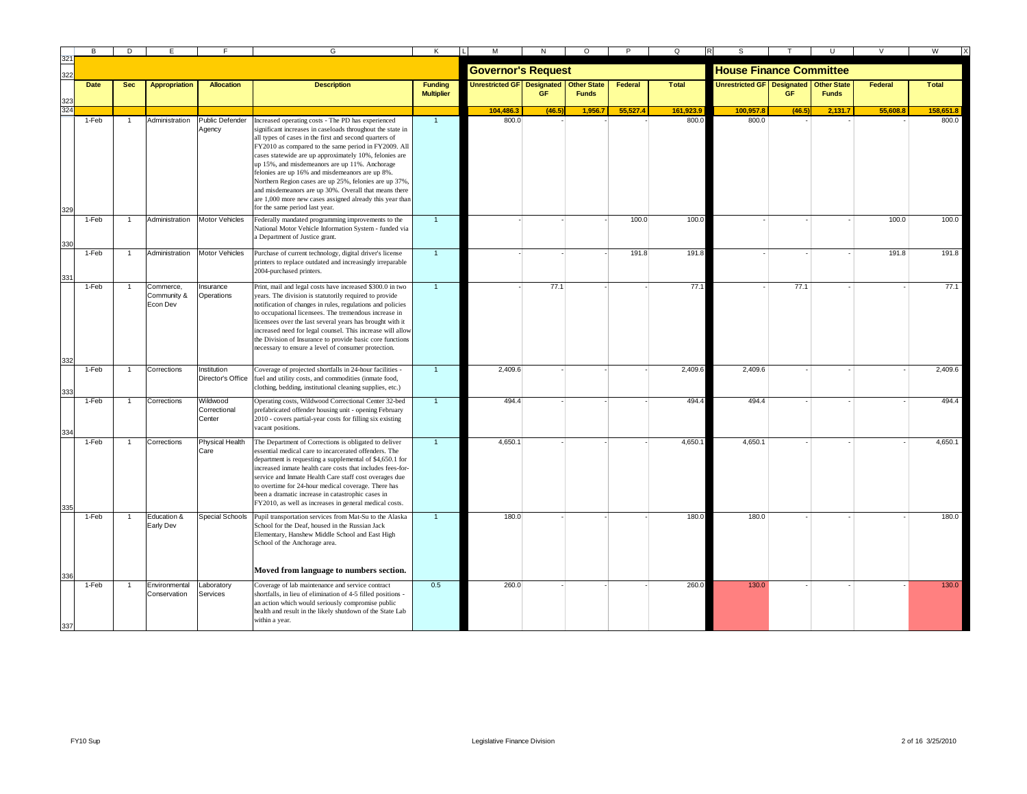| Date | Sec | Appropriation | Allocation | Description | Funding Multiplier | Governor's Request: Unrestricted GF | Governor's Request: Designated GF | Governor's Request: Other State Funds | Governor's Request: Federal | Governor's Request: Total | House Finance Committee: Unrestricted GF | House Finance Committee: Designated GF | House Finance Committee: Other State Funds | House Finance Committee: Federal | House Finance Committee: Total |
|---|---|---|---|---|---|---|---|---|---|---|---|---|---|---|---|
| | | | | | | 104,486.3 | (46.5) | 1,956.7 | 55,527.4 | 161,923.9 | 100,957.8 | (46.5) | 2,131.7 | 55,608.8 | 158,651.8 |
| 1-Feb | 1 | Administration | Public Defender Agency | Increased operating costs - The PD has experienced significant increases in caseloads throughout the state in all types of cases in the first and second quarters of FY2010 as compared to the same period in FY2009. All cases statewide are up approximately 10%, felonies are up 15%, and misdemeanors are up 11%. Anchorage felonies are up 16% and misdemeanors are up 8%. Northern Region cases are up 25%, felonies are up 37%, and misdemeanors are up 30%. Overall that means there are 1,000 more new cases assigned already this year than for the same period last year. | 1 | 800.0 | - | - | - | 800.0 | 800.0 | - | - | - | 800.0 |
| 1-Feb | 1 | Administration | Motor Vehicles | Federally mandated programming improvements to the National Motor Vehicle Information System - funded via a Department of Justice grant. | 1 | - | - | - | 100.0 | 100.0 | - | - | - | 100.0 | 100.0 |
| 1-Feb | 1 | Administration | Motor Vehicles | Purchase of current technology, digital driver's license printers to replace outdated and increasingly irreparable 2004-purchased printers. | 1 | - | - | - | 191.8 | 191.8 | - | - | - | 191.8 | 191.8 |
| 1-Feb | 1 | Commerce, Community & Econ Dev | Insurance Operations | Print, mail and legal costs have increased $300.0 in two years. The division is statutorily required to provide notification of changes in rules, regulations and policies to occupational licensees. The tremendous increase in licensees over the last several years has brought with it increased need for legal counsel. This increase will allow the Division of Insurance to provide basic core functions necessary to ensure a level of consumer protection. | 1 | - | 77.1 | - | - | 77.1 | - | 77.1 | - | - | 77.1 |
| 1-Feb | 1 | Corrections | Institution Director's Office | Coverage of projected shortfalls in 24-hour facilities - fuel and utility costs, and commodities (inmate food, clothing, bedding, institutional cleaning supplies, etc.) | 1 | 2,409.6 | - | - | - | 2,409.6 | 2,409.6 | - | - | - | 2,409.6 |
| 1-Feb | 1 | Corrections | Wildwood Correctional Center | Operating costs, Wildwood Correctional Center 32-bed prefabricated offender housing unit - opening February 2010 - covers partial-year costs for filling six existing vacant positions. | 1 | 494.4 | - | - | - | 494.4 | 494.4 | - | - | - | 494.4 |
| 1-Feb | 1 | Corrections | Physical Health Care | The Department of Corrections is obligated to deliver essential medical care to incarcerated offenders. The department is requesting a supplemental of $4,650.1 for increased inmate health care costs that includes fees-for-service and Inmate Health Care staff cost overages due to overtime for 24-hour medical coverage. There has been a dramatic increase in catastrophic cases in FY2010, as well as increases in general medical costs. | 1 | 4,650.1 | - | - | - | 4,650.1 | 4,650.1 | - | - | - | 4,650.1 |
| 1-Feb | 1 | Education & Early Dev | Special Schools | Pupil transportation services from Mat-Su to the Alaska School for the Deaf, housed in the Russian Jack Elementary, Hanshew Middle School and East High School of the Anchorage area. **Moved from language to numbers section.** | 1 | 180.0 | - | - | - | 180.0 | 180.0 | - | - | - | 180.0 |
| 1-Feb | 1 | Environmental Conservation | Laboratory Services | Coverage of lab maintenance and service contract shortfalls, in lieu of elimination of 4-5 filled positions - an action which would seriously compromise public health and result in the likely shutdown of the State Lab within a year. | 0.5 | 260.0 | - | - | - | 260.0 | 130.0 | - | - | - | 130.0 |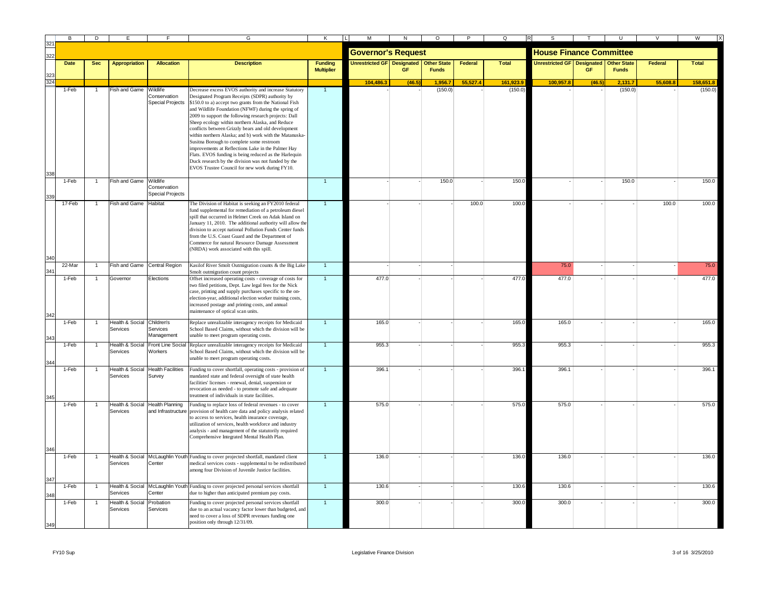| Date | Sec | Appropriation | Allocation | Description | Funding Multiplier | Governor's Request: Unrestricted GF | Designated GF | Other State Funds | Federal | Total | House Finance Committee: Unrestricted GF | Designated GF | Other State Funds | Federal | Total |
|---|---|---|---|---|---|---|---|---|---|---|---|---|---|---|---|
| | | | | | | 104,486.3 | (46.5) | 1,956.7 | 55,527.4 | 161,923.9 | 100,957.8 | (46.5) | 2,131.7 | 55,608.8 | 158,651.8 |
| 1-Feb | 1 | Fish and Game | Wildlife Conservation Special Projects | Decrease excess EVOS authority and increase Statutory Designated Program Receipts (SDPR) authority by $150.0 to a) accept two grants from the National Fish and Wildlife Foundation (NFWF) during the spring of 2009 to support the following research projects: Dall Sheep ecology within northern Alaska, and Reduce conflicts between Grizzly bears and old development within northern Alaska; and b) work with the Matanuska-Susitna Borough to complete some restroom improvements at Reflections Lake in the Palmer Hay Flats. EVOS funding is being reduced as the Harlequin Duck research by the division was not funded by the EVOS Trustee Council for new work during FY10. | 1 | - | - | (150.0) | - | (150.0) | - | - | (150.0) | - | (150.0) |
| 1-Feb | 1 | Fish and Game | Wildlife Conservation Special Projects | | 1 | - | - | 150.0 | - | 150.0 | - | - | 150.0 | - | 150.0 |
| 17-Feb | 1 | Fish and Game | Habitat | The Division of Habitat is seeking an FY2010 federal fund supplemental for remediation of a petroleum diesel spill that occurred in Helmet Creek on Adak Island on January 11, 2010. The additional authority will allow the division to accept national Pollution Funds Center funds from the U.S. Coast Guard and the Department of Commerce for natural Resource Damage Assessment (NRDA) work associated with this spill. | 1 | - | - | - | 100.0 | 100.0 | - | - | - | 100.0 | 100.0 |
| 22-Mar | 1 | Fish and Game | Central Region | Kasilof River Smolt Outmigration counts & the Big Lake Smolt outmigration count projects | 1 | - | - | - | | | 75.0 | - | - | - | 75.0 |
| 1-Feb | 1 | Governor | Elections | Offset increased operating costs - coverage of costs for two filed petitions, Dept. Law legal fees for the Nick case, printing and supply purchases specific to the on-election-year, additional election worker training costs, increased postage and printing costs, and annual maintenance of optical scan units. | 1 | 477.0 | - | - | - | 477.0 | 477.0 | - | - | - | 477.0 |
| 1-Feb | 1 | Health & Social Services | Children's Services Management | Replace unrealizable interagency receipts for Medicaid School Based Claims, without which the division will be unable to meet program operating costs. | 1 | 165.0 | - | - | - | 165.0 | 165.0 | - | - | - | 165.0 |
| 1-Feb | 1 | Health & Social Services | Front Line Social Workers | Replace unrealizable interagency receipts for Medicaid School Based Claims, without which the division will be unable to meet program operating costs. | 1 | 955.3 | - | - | - | 955.3 | 955.3 | - | - | - | 955.3 |
| 1-Feb | 1 | Health & Social Services | Health Facilities Survey | Funding to cover shortfall, operating costs - provision of mandated state and federal oversight of state health facilities' licenses - renewal, denial, suspension or revocation as needed - to promote safe and adequate treatment of individuals in state facilities. | 1 | 396.1 | - | - | - | 396.1 | 396.1 | - | - | - | 396.1 |
| 1-Feb | 1 | Health & Social Services | Health Planning and Infrastructure | Funding to replace loss of federal revenues - to cover provision of health care data and policy analysis related to access to services, health insurance coverage, utilization of services, health workforce and industry analysis - and management of the statutorily required Comprehensive Integrated Mental Health Plan. | 1 | 575.0 | - | - | - | 575.0 | 575.0 | - | - | - | 575.0 |
| 1-Feb | 1 | Health & Social Services | McLaughlin Youth Center | Funding to cover projected shortfall, mandated client medical services costs - supplemental to be redistributed among four Division of Juvenile Justice facilities. | 1 | 136.0 | - | - | - | 136.0 | 136.0 | - | - | - | 136.0 |
| 1-Feb | 1 | Health & Social Services | McLaughlin Youth Center | Funding to cover projected personal services shortfall due to higher than anticipated premium pay costs. | 1 | 130.6 | - | - | - | 130.6 | 130.6 | - | - | - | 130.6 |
| 1-Feb | 1 | Health & Social Services | Probation Services | Funding to cover projected personal services shortfall due to an actual vacancy factor lower than budgeted, and need to cover a loss of SDPR revenues funding one position only through 12/31/09. | 1 | 300.0 | - | - | - | 300.0 | 300.0 | - | - | - | 300.0 |

FY10 Sup — Legislative Finance Division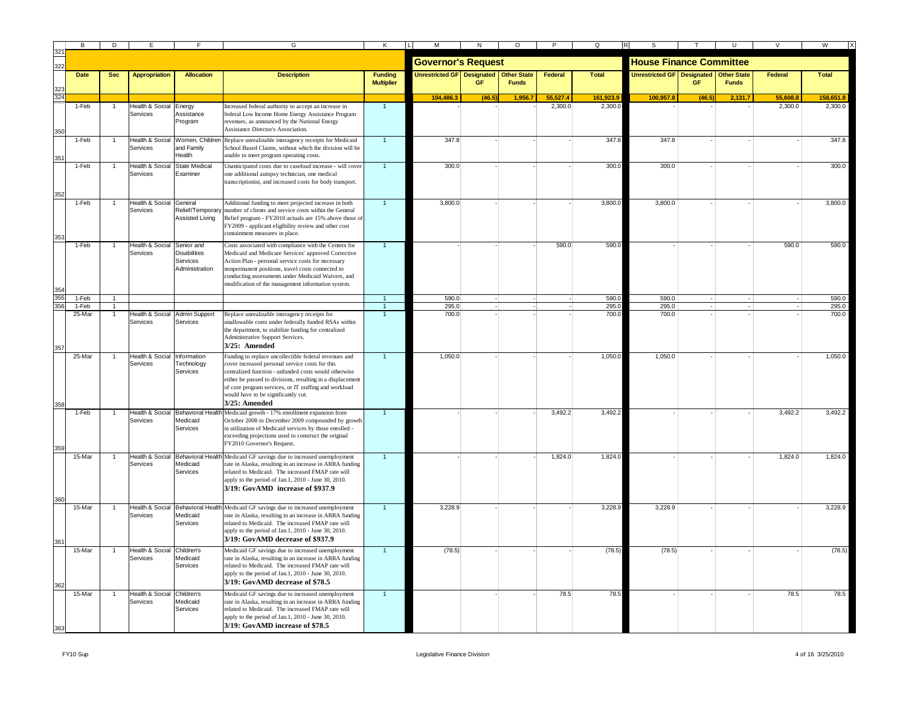| Date | Sec | Appropriation | Allocation | Description | Funding Multiplier | Governor's Request Unrestricted GF | Governor's Request Designated GF | Governor's Request Other State Funds | Governor's Request Federal | Governor's Request Total | House Finance Committee Unrestricted GF | House Finance Committee Designated GF | House Finance Committee Other State Funds | House Finance Committee Federal | House Finance Committee Total |
|---|---|---|---|---|---|---|---|---|---|---|---|---|---|---|---|
| | | | | | | **104,486.3** | **(46.5)** | **1,956.7** | **55,527.4** | **161,923.9** | **100,957.8** | **(46.5)** | **2,131.7** | **55,608.8** | **158,651.8** |
| 1-Feb | 1 | Health & Social Services | Energy Assistance Program | Increased federal authority to accept an increase in federal Low Income Home Energy Assistance Program revenues, as announced by the National Energy Assistance Director's Association. | 1 | - | - | - | 2,300.0 | 2,300.0 | - | - | - | 2,300.0 | 2,300.0 |
| 1-Feb | 1 | Health & Social Services | Women, Children and Family Health | Replace unrealizable interagency receipts for Medicaid School Based Claims, without which the division will be unable to meet program operating costs. | 1 | 347.8 | - | - | - | 347.8 | 347.8 | - | - | - | 347.8 |
| 1-Feb | 1 | Health & Social Services | State Medical Examiner | Unanticipated costs due to caseload increase - will cover one additional autopsy technician, one medical transcriptionist, and increased costs for body transport. | 1 | 300.0 | - | - | - | 300.0 | 300.0 | - | - | - | 300.0 |
| 1-Feb | 1 | Health & Social Services | General Relief/Temporary Assisted Living | Additional funding to meet projected increase in both number of clients and service costs within the General Relief program - FY2010 actuals are 15% above those of FY2009 - applicant eligibility review and other cost containment measures in place. | 1 | 3,800.0 | - | - | - | 3,800.0 | 3,800.0 | - | - | - | 3,800.0 |
| 1-Feb | 1 | Health & Social Services | Senior and Disabilities Services Administration | Costs associated with compliance with the Centers for Medicaid and Medicare Services' approved Corrective Action Plan - personal service costs for necessary nonpermanent positions, travel costs connected to conducting assessments under Medicaid Waivers, and modification of the management information system. | 1 | - | - | - | 590.0 | 590.0 | - | - | - | 590.0 | 590.0 |
| 1-Feb | 1 | | | | 1 | 590.0 | - | - | - | 590.0 | 590.0 | - | - | - | 590.0 |
| 1-Feb | 1 | | | | 1 | 295.0 | - | - | - | 295.0 | 295.0 | - | - | - | 295.0 |
| 25-Mar | 1 | Health & Social Services | Admin Support Services | Replace unrealizable interagency receipts for unallowable costs under federally funded RSAs within the department, to stabilize funding for centralized Administrative Support Services. **3/25: Amended** | 1 | 700.0 | - | - | - | 700.0 | 700.0 | - | - | - | 700.0 |
| 25-Mar | 1 | Health & Social Services | Information Technology Services | Funding to replace uncollectible federal revenues and cover increased personal service costs for this centralized function - unfunded costs would otherwise either be passed to divisions, resulting in a displacement of core program services, or IT staffing and workload would have to be significantly cut. **3/25: Amended** | 1 | 1,050.0 | - | - | - | 1,050.0 | 1,050.0 | - | - | - | 1,050.0 |
| 1-Feb | 1 | Health & Social Services | Behavioral Health Medicaid Services | Medicaid growth - 17% enrollment expansion from October 2008 to December 2009 compounded by growth in utilization of Medicaid services by those enrolled - exceeding projections used to construct the original FY2010 Governor's Request. | 1 | - | - | - | 3,492.2 | 3,492.2 | - | - | - | 3,492.2 | 3,492.2 |
| 15-Mar | 1 | Health & Social Services | Behavioral Health Medicaid Services | Medicaid GF savings due to increased unemployment rate in Alaska, resulting in an increase in ARRA funding related to Medicaid. The increased FMAP rate will apply to the period of Jan.1, 2010 - June 30, 2010. **3/19: GovAMD increase of $937.9** | 1 | - | - | - | 1,824.0 | 1,824.0 | - | - | - | 1,824.0 | 1,824.0 |
| 15-Mar | 1 | Health & Social Services | Behavioral Health Medicaid Services | Medicaid GF savings due to increased unemployment rate in Alaska, resulting in an increase in ARRA funding related to Medicaid. The increased FMAP rate will apply to the period of Jan.1, 2010 - June 30, 2010. **3/19: GovAMD decrease of $937.9** | 1 | 3,228.9 | - | - | - | 3,228.9 | 3,228.9 | - | - | - | 3,228.9 |
| 15-Mar | 1 | Health & Social Services | Children's Medicaid Services | Medicaid GF savings due to increased unemployment rate in Alaska, resulting in an increase in ARRA funding related to Medicaid. The increased FMAP rate will apply to the period of Jan.1, 2010 - June 30, 2010. **3/19: GovAMD decrease of $78.5** | 1 | (78.5) | - | - | - | (78.5) | (78.5) | - | - | - | (78.5) |
| 15-Mar | 1 | Health & Social Services | Children's Medicaid Services | Medicaid GF savings due to increased unemployment rate in Alaska, resulting in an increase in ARRA funding related to Medicaid. The increased FMAP rate will apply to the period of Jan.1, 2010 - June 30, 2010. **3/19: GovAMD increase of $78.5** | 1 | | - | - | 78.5 | 78.5 | - | - | - | 78.5 | 78.5 |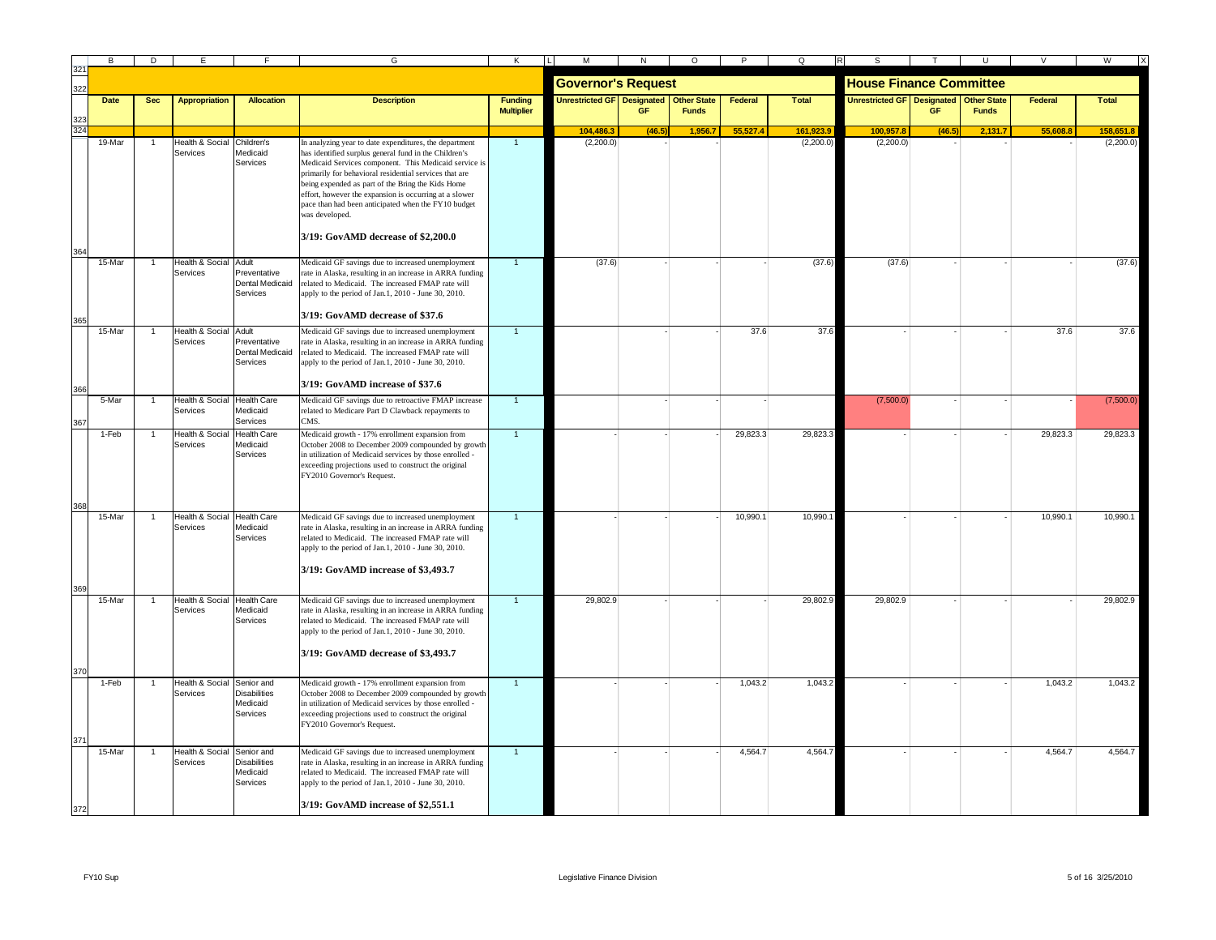| Date | Sec | Appropriation | Allocation | Description | Funding Multiplier | Governor's Request: Unrestricted GF | Governor's Request: Designated GF | Governor's Request: Other State Funds | Governor's Request: Federal | Governor's Request: Total | House Finance Committee: Unrestricted GF | House Finance Committee: Designated GF | House Finance Committee: Other State Funds | House Finance Committee: Federal | House Finance Committee: Total |
|---|---|---|---|---|---|---|---|---|---|---|---|---|---|---|---|
| | | | | | | 104,486.3 | (46.5) | 1,956.7 | 55,527.4 | 161,923.9 | 100,957.8 | (46.5) | 2,131.7 | 55,608.8 | 158,651.8 |
| 19-Mar | 1 | Health & Social Services | Children's Medicaid Services | In analyzing year to date expenditures, the department has identified surplus general fund in the Children's Medicaid Services component. This Medicaid service is primarily for behavioral residential services that are being expended as part of the Bring the Kids Home effort, however the expansion is occurring at a slower pace than had been anticipated when the FY10 budget was developed. **3/19: GovAMD decrease of $2,200.0** | 1 | (2,200.0) | - | | | (2,200.0) | (2,200.0) | - | - | - | (2,200.0) |
| 15-Mar | 1 | Health & Social Services | Adult Preventative Dental Medicaid Services | Medicaid GF savings due to increased unemployment rate in Alaska, resulting in an increase in ARRA funding related to Medicaid. The increased FMAP rate will apply to the period of Jan.1, 2010 - June 30, 2010. **3/19: GovAMD decrease of $37.6** | 1 | (37.6) | - | - | - | (37.6) | (37.6) | - | - | - | (37.6) |
| 15-Mar | 1 | Health & Social Services | Adult Preventative Dental Medicaid Services | Medicaid GF savings due to increased unemployment rate in Alaska, resulting in an increase in ARRA funding related to Medicaid. The increased FMAP rate will apply to the period of Jan.1, 2010 - June 30, 2010. **3/19: GovAMD increase of $37.6** | 1 | | - | - | 37.6 | 37.6 | - | - | - | 37.6 | 37.6 |
| 5-Mar | 1 | Health & Social Services | Health Care Medicaid Services | Medicaid GF savings due to retroactive FMAP increase related to Medicare Part D Clawback repayments to CMS. | 1 | | - | - | - | | (7,500.0) | - | - | - | (7,500.0) |
| 1-Feb | 1 | Health & Social Services | Health Care Medicaid Services | Medicaid growth - 17% enrollment expansion from October 2008 to December 2009 compounded by growth in utilization of Medicaid services by those enrolled - exceeding projections used to construct the original FY2010 Governor's Request. | 1 | - | - | - | 29,823.3 | 29,823.3 | - | - | - | 29,823.3 | 29,823.3 |
| 15-Mar | 1 | Health & Social Services | Health Care Medicaid Services | Medicaid GF savings due to increased unemployment rate in Alaska, resulting in an increase in ARRA funding related to Medicaid. The increased FMAP rate will apply to the period of Jan.1, 2010 - June 30, 2010. **3/19: GovAMD increase of $3,493.7** | 1 | - | - | - | 10,990.1 | 10,990.1 | - | - | - | 10,990.1 | 10,990.1 |
| 15-Mar | 1 | Health & Social Services | Health Care Medicaid Services | Medicaid GF savings due to increased unemployment rate in Alaska, resulting in an increase in ARRA funding related to Medicaid. The increased FMAP rate will apply to the period of Jan.1, 2010 - June 30, 2010. **3/19: GovAMD decrease of $3,493.7** | 1 | 29,802.9 | - | - | - | 29,802.9 | 29,802.9 | - | - | - | 29,802.9 |
| 1-Feb | 1 | Health & Social Services | Senior and Disabilities Medicaid Services | Medicaid growth - 17% enrollment expansion from October 2008 to December 2009 compounded by growth in utilization of Medicaid services by those enrolled - exceeding projections used to construct the original FY2010 Governor's Request. | 1 | - | - | - | 1,043.2 | 1,043.2 | - | - | - | 1,043.2 | 1,043.2 |
| 15-Mar | 1 | Health & Social Services | Senior and Disabilities Medicaid Services | Medicaid GF savings due to increased unemployment rate in Alaska, resulting in an increase in ARRA funding related to Medicaid. The increased FMAP rate will apply to the period of Jan.1, 2010 - June 30, 2010. **3/19: GovAMD increase of $2,551.1** | 1 | - | - | - | 4,564.7 | 4,564.7 | - | - | - | 4,564.7 | 4,564.7 |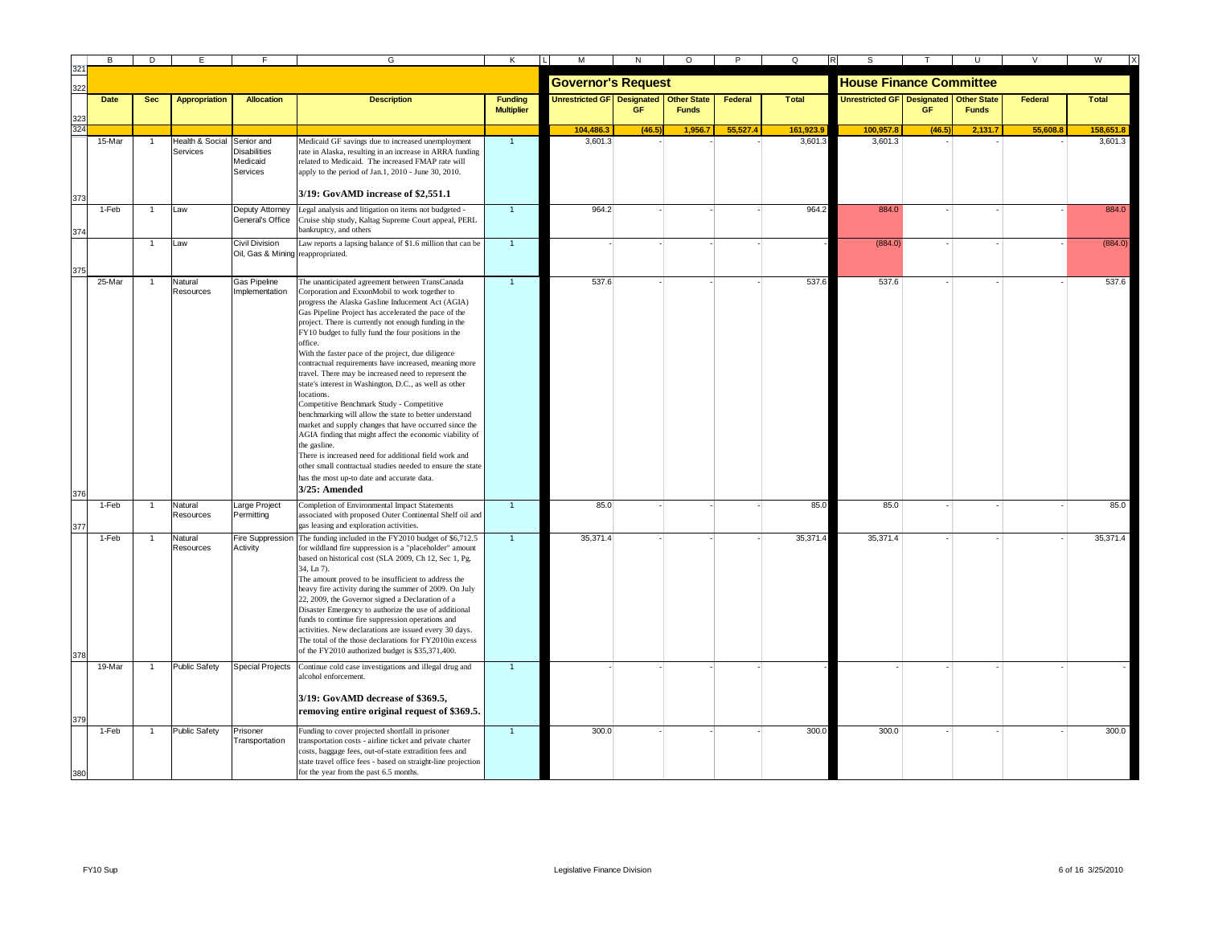| Date | Sec | Appropriation | Allocation | Description | Funding Multiplier | Governor's Request Unrestricted GF | Governor's Request Designated GF | Governor's Request Other State Funds | Governor's Request Federal | Governor's Request Total | House Finance Committee Unrestricted GF | House Finance Committee Designated GF | House Finance Committee Other State Funds | House Finance Committee Federal | House Finance Committee Total |
|---|---|---|---|---|---|---|---|---|---|---|---|---|---|---|---|
| | | | | | | 104,486.3 | (46.5) | 1,956.7 | 55,527.4 | 161,923.9 | 100,957.8 | (46.5) | 2,131.7 | 55,608.8 | 158,651.8 |
| 15-Mar | 1 | Health & Social Services | Senior and Disabilities Medicaid Services | Medicaid GF savings due to increased unemployment rate in Alaska, resulting in an increase in ARRA funding related to Medicaid. The increased FMAP rate will apply to the period of Jan.1, 2010 - June 30, 2010. **3/19: GovAMD increase of $2,551.1** | 1 | 3,601.3 | - | - | - | 3,601.3 | 3,601.3 | - | - | - | 3,601.3 |
| 1-Feb | 1 | Law | Deputy Attorney General's Office | Legal analysis and litigation on items not budgeted - Cruise ship study, Kaltag Supreme Court appeal, PERL bankruptcy, and others | 1 | 964.2 | - | - | - | 964.2 | 884.0 | - | - | - | 884.0 |
| | 1 | Law | Civil Division Oil, Gas & Mining | Law reports a lapsing balance of $1.6 million that can be reappropriated. | 1 | - | - | - | - | - | (884.0) | - | - | - | (884.0) |
| 25-Mar | 1 | Natural Resources | Gas Pipeline Implementation | The unanticipated agreement between TransCanada Corporation and ExxonMobil to work together to progress the Alaska Gasline Inducement Act (AGIA) Gas Pipeline Project has accelerated the pace of the project. There is currently not enough funding in the FY10 budget to fully fund the four positions in the office. With the faster pace of the project, due diligence contractual requirements have increased, meaning more travel. There may be increased need to represent the state's interest in Washington, D.C., as well as other locations. Competitive Benchmark Study - Competitive benchmarking will allow the state to better understand market and supply changes that have occurred since the AGIA finding that might affect the economic viability of the gasline. There is increased need for additional field work and other small contractual studies needed to ensure the state has the most up-to date and accurate data. **3/25: Amended** | 1 | 537.6 | - | - | - | 537.6 | 537.6 | - | - | - | 537.6 |
| 1-Feb | 1 | Natural Resources | Large Project Permitting | Completion of Environmental Impact Statements associated with proposed Outer Continental Shelf oil and gas leasing and exploration activities. | 1 | 85.0 | - | - | - | 85.0 | 85.0 | - | - | - | 85.0 |
| 1-Feb | 1 | Natural Resources | Fire Suppression Activity | The funding included in the FY2010 budget of $6,712.5 for wildland fire suppression is a "placeholder" amount based on historical cost (SLA 2009, Ch 12, Sec 1, Pg. 34, Ln 7). The amount proved to be insufficient to address the heavy fire activity during the summer of 2009. On July 22, 2009, the Governor signed a Declaration of a Disaster Emergency to authorize the use of additional funds to continue fire suppression operations and activities. New declarations are issued every 30 days. The total of the those declarations for FY2010in excess of the FY2010 authorized budget is $35,371,400. | 1 | 35,371.4 | - | - | - | 35,371.4 | 35,371.4 | - | - | - | 35,371.4 |
| 19-Mar | 1 | Public Safety | Special Projects | Continue cold case investigations and illegal drug and alcohol enforcement. **3/19: GovAMD decrease of $369.5, removing entire original request of $369.5.** | 1 | - | - | - | - | - | - | - | - | - | - |
| 1-Feb | 1 | Public Safety | Prisoner Transportation | Funding to cover projected shortfall in prisoner transportation costs - airline ticket and private charter costs, baggage fees, out-of-state extradition fees and state travel office fees - based on straight-line projection for the year from the past 6.5 months. | 1 | 300.0 | - | - | - | 300.0 | 300.0 | - | - | - | 300.0 |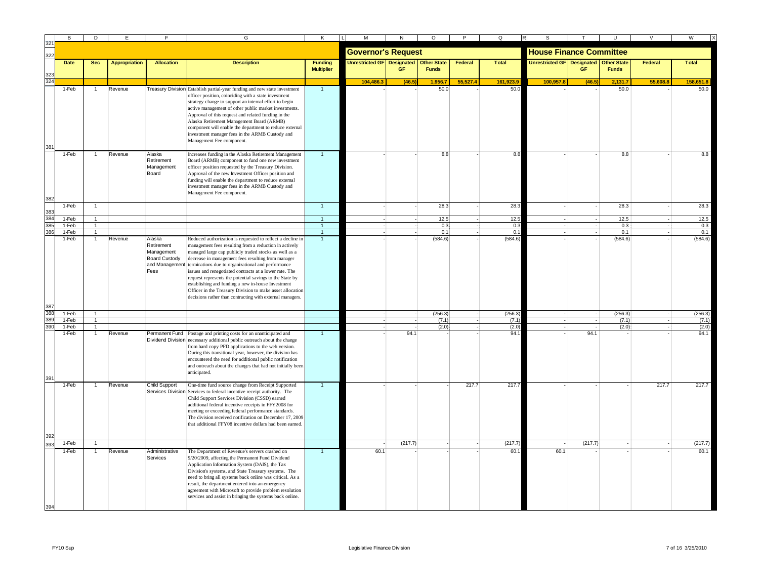| Date | Sec | Appropriation | Allocation | Description | Funding Multiplier | Governor's Request | | | | | House Finance Committee | | | | |
|---|---|---|---|---|---|---|---|---|---|---|---|---|---|---|---|
| | | | | | | Unrestricted GF | Designated GF | Other State Funds | Federal | Total | Unrestricted GF | Designated GF | Other State Funds | Federal | Total |
| | | | | | | 104,486.3 | (46.5) | 1,956.7 | 55,527.4 | 161,923.9 | 100,957.8 | (46.5) | 2,131.7 | 55,608.8 | 158,651.8 |
| 1-Feb | 1 | Revenue | Treasury Division | Establish partial-year funding and new state investment officer position, coinciding with a state investment strategy change to support an internal effort to begin active management of other public market investments. Approval of this request and related funding in the Alaska Retirement Management Board (ARMB) component will enable the department to reduce external investment manager fees in the ARMB Custody and Management Fee component. | 1 | - | - | 50.0 | - | 50.0 | - | - | 50.0 | - | 50.0 |
| 1-Feb | 1 | Revenue | Alaska Retirement Management Board | Increases funding in the Alaska Retirement Management Board (ARMB) component to fund one new investment officer position requested by the Treasury Division. Approval of the new Investment Officer position and funding will enable the department to reduce external investment manager fees in the ARMB Custody and Management Fee component. | 1 | - | - | 8.8 | - | 8.8 | - | - | 8.8 | - | 8.8 |
| 1-Feb | 1 | | | | 1 | - | - | 28.3 | - | 28.3 | - | - | 28.3 | - | 28.3 |
| 1-Feb | 1 | | | | 1 | - | - | 12.5 | - | 12.5 | - | - | 12.5 | - | 12.5 |
| 1-Feb | 1 | | | | 1 | - | - | 0.3 | - | 0.3 | - | - | 0.3 | - | 0.3 |
| 1-Feb | 1 | | | | 1 | - | - | 0.1 | - | 0.1 | - | - | 0.1 | - | 0.1 |
| 1-Feb | 1 | Revenue | Alaska Retirement Management Board Custody and Management Fees | Reduced authorization is requested to reflect a decline in management fees resulting from a reduction in actively managed large cap publicly traded stocks as well as a decrease in management fees resulting from manager terminations due to organizational and performance issues and renegotiated contracts at a lower rate. The request represents the potential savings to the State by establishing and funding a new in-house Investment Officer in the Treasury Division to make asset allocation decisions rather than contracting with external managers. | 1 | - | - | (584.6) | - | (584.6) | - | - | (584.6) | - | (584.6) |
| 1-Feb | 1 | | | | | - | - | (256.3) | - | (256.3) | - | - | (256.3) | - | (256.3) |
| 1-Feb | 1 | | | | | - | - | (7.1) | - | (7.1) | - | - | (7.1) | - | (7.1) |
| 1-Feb | 1 | | | | | - | - | (2.0) | - | (2.0) | - | - | (2.0) | - | (2.0) |
| 1-Feb | 1 | Revenue | Permanent Fund Dividend Division | Postage and printing costs for an unanticipated and necessary additional public outreach about the change from hard copy PFD applications to the web version. During this transitional year, however, the division has encountered the need for additional public notification and outreach about the changes that had not initially been anticipated. | 1 | - | 94.1 | - | - | 94.1 | - | 94.1 | - | - | 94.1 |
| 1-Feb | 1 | Revenue | Child Support Services Division | One-time fund source change from Receipt Supported Services to federal incentive receipt authority. The Child Support Services Division (CSSD) earned additional federal incentive receipts in FFY2008 for meeting or exceeding federal performance standards. The division received notification on December 17, 2009 that additional FFY08 incentive dollars had been earned. | 1 | - | - | - | 217.7 | 217.7 | - | - | - | 217.7 | 217.7 |
| 1-Feb | 1 | | | | | - | (217.7) | - | - | (217.7) | - | (217.7) | - | - | (217.7) |
| 1-Feb | 1 | Revenue | Administrative Services | The Department of Revenue's servers crashed on 9/20/2009, affecting the Permanent Fund Dividend Application Information System (DAIS), the Tax Division's systems, and State Treasury systems. The need to bring all systems back online was critical. As a result, the department entered into an emergency agreement with Microsoft to provide problem resolution services and assist in bringing the systems back online. | 1 | 60.1 | - | - | - | 60.1 | 60.1 | - | - | - | 60.1 |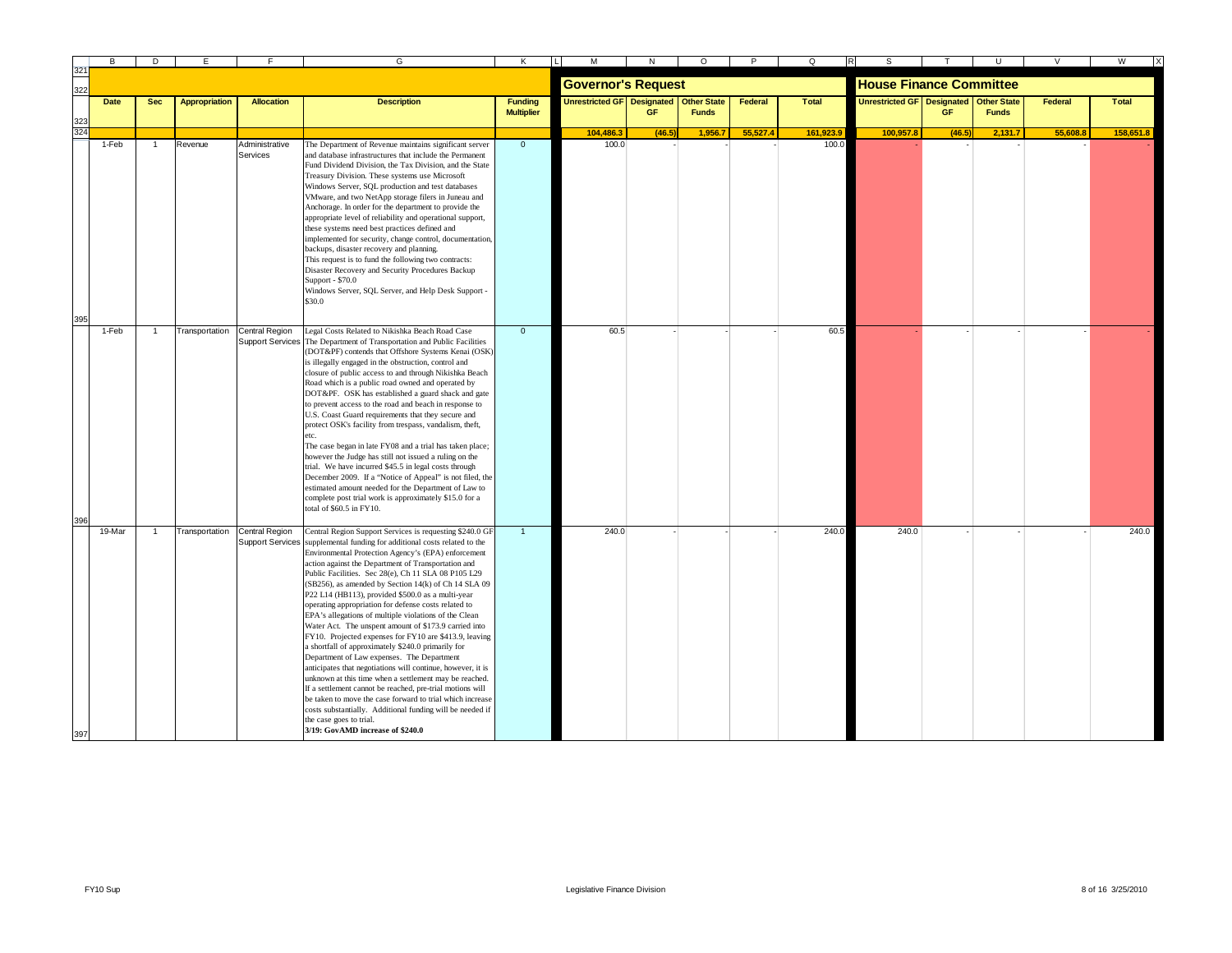| Date | Sec | Appropriation | Allocation | Description | Funding Multiplier | Governor's Request: Unrestricted GF | Governor's Request: Designated GF | Governor's Request: Other State Funds | Governor's Request: Federal | Governor's Request: Total | House Finance Committee: Unrestricted GF | House Finance Committee: Designated GF | House Finance Committee: Other State Funds | House Finance Committee: Federal | House Finance Committee: Total |
|---|---|---|---|---|---|---|---|---|---|---|---|---|---|---|---|
| | | | | | | 104,486.3 | (46.5) | 1,956.7 | 55,527.4 | 161,923.9 | 100,957.8 | (46.5) | 2,131.7 | 55,608.8 | 158,651.8 |
| 1-Feb | 1 | Revenue | Administrative Services | The Department of Revenue maintains significant server and database infrastructures that include the Permanent Fund Dividend Division, the Tax Division, and the State Treasury Division. These systems use Microsoft Windows Server, SQL production and test databases VMware, and two NetApp storage filers in Juneau and Anchorage. In order for the department to provide the appropriate level of reliability and operational support, these systems need best practices defined and implemented for security, change control, documentation, backups, disaster recovery and planning.<br>This request is to fund the following two contracts:<br>Disaster Recovery and Security Procedures Backup Support - $70.0<br>Windows Server, SQL Server, and Help Desk Support - $30.0 | 0 | 100.0 | - | - | - | 100.0 | - | - | - | - | - |
| 1-Feb | 1 | Transportation | Central Region Support Services | Legal Costs Related to Nikishka Beach Road Case<br>The Department of Transportation and Public Facilities (DOT&PF) contends that Offshore Systems Kenai (OSK) is illegally engaged in the obstruction, control and closure of public access to and through Nikishka Beach Road which is a public road owned and operated by DOT&PF. OSK has established a guard shack and gate to prevent access to the road and beach in response to U.S. Coast Guard requirements that they secure and protect OSK's facility from trespass, vandalism, theft, etc.<br>The case began in late FY08 and a trial has taken place; however the Judge has still not issued a ruling on the trial. We have incurred $45.5 in legal costs through December 2009. If a "Notice of Appeal" is not filed, the estimated amount needed for the Department of Law to complete post trial work is approximately $15.0 for a total of $60.5 in FY10. | 0 | 60.5 | - | - | - | 60.5 | - | - | - | - | - |
| 19-Mar | 1 | Transportation | Central Region Support Services | Central Region Support Services is requesting $240.0 GF supplemental funding for additional costs related to the Environmental Protection Agency's (EPA) enforcement action against the Department of Transportation and Public Facilities. Sec 28(e), Ch 11 SLA 08 P105 L29 (SB256), as amended by Section 14(k) of Ch 14 SLA 09 P22 L14 (HB113), provided $500.0 as a multi-year operating appropriation for defense costs related to EPA's allegations of multiple violations of the Clean Water Act. The unspent amount of $173.9 carried into FY10. Projected expenses for FY10 are $413.9, leaving a shortfall of approximately $240.0 primarily for Department of Law expenses. The Department anticipates that negotiations will continue, however, it is unknown at this time when a settlement may be reached. If a settlement cannot be reached, pre-trial motions will be taken to move the case forward to trial which increase costs substantially. Additional funding will be needed if the case goes to trial.<br>**3/19: GovAMD increase of $240.0** | 1 | 240.0 | - | - | - | 240.0 | 240.0 | - | - | - | 240.0 |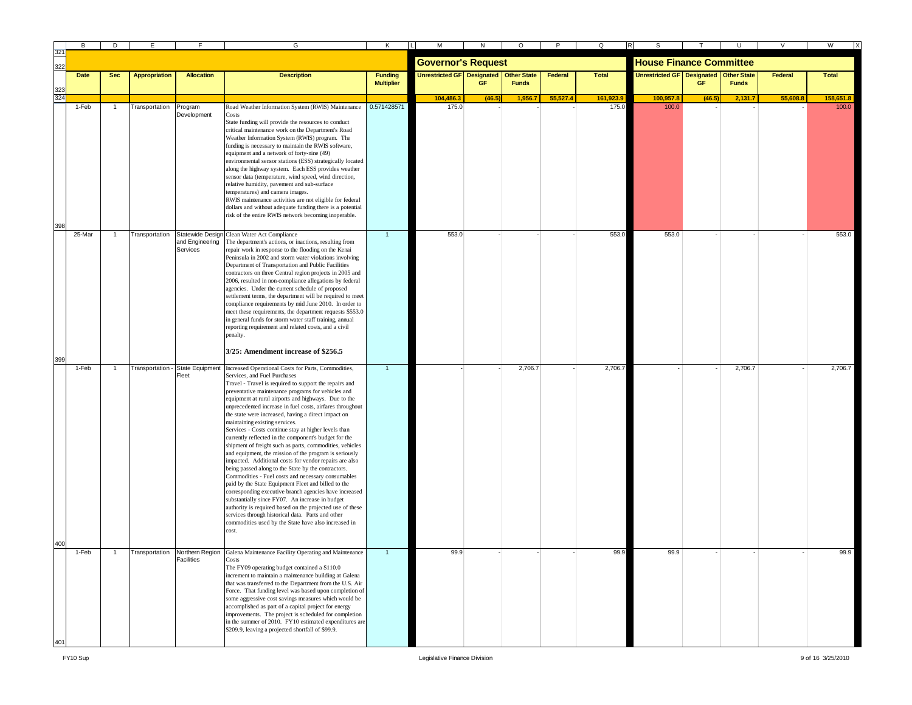| Date | Sec | Appropriation | Allocation | Description | Funding Multiplier | Governor's Request: Unrestricted GF | Governor's Request: Designated GF | Governor's Request: Other State Funds | Governor's Request: Federal | Governor's Request: Total | House Finance Committee: Unrestricted GF | House Finance Committee: Designated GF | House Finance Committee: Other State Funds | House Finance Committee: Federal | House Finance Committee: Total |
|---|---|---|---|---|---|---|---|---|---|---|---|---|---|---|---|
| | | | | | | 104,486.3 | (46.5) | 1,956.7 | 55,527.4 | 161,923.9 | 100,957.8 | (46.5) | 2,131.7 | 55,608.8 | 158,651.8 |
| 1-Feb | 1 | Transportation | Program Development | Road Weather Information System (RWIS) Maintenance Costs<br>State funding will provide the resources to conduct critical maintenance work on the Department's Road Weather Information System (RWIS) program. The funding is necessary to maintain the RWIS software, equipment and a network of forty-nine (49) environmental sensor stations (ESS) strategically located along the highway system. Each ESS provides weather sensor data (temperature, wind speed, wind direction, relative humidity, pavement and sub-surface temperatures) and camera images.<br>RWIS maintenance activities are not eligible for federal dollars and without adequate funding there is a potential risk of the entire RWIS network becoming inoperable. | 0.571428571 | 175.0 | - | - | - | 175.0 | 100.0 | - | - | - | 100.0 |
| 25-Mar | 1 | Transportation | Statewide Design and Engineering Services | Clean Water Act Compliance<br>The department's actions, or inactions, resulting from repair work in response to the flooding on the Kenai Peninsula in 2002 and storm water violations involving Department of Transportation and Public Facilities contractors on three Central region projects in 2005 and 2006, resulted in non-compliance allegations by federal agencies. Under the current schedule of proposed settlement terms, the department will be required to meet compliance requirements by mid June 2010. In order to meet these requirements, the department requests $553.0 in general funds for storm water staff training, annual reporting requirement and related costs, and a civil penalty.<br>**3/25: Amendment increase of $256.5** | 1 | 553.0 | - | - | - | 553.0 | 553.0 | - | - | - | 553.0 |
| 1-Feb | 1 | Transportation - | State Equipment Fleet | Increased Operational Costs for Parts, Commodities, Services, and Fuel Purchases<br>Travel - Travel is required to support the repairs and preventative maintenance programs for vehicles and equipment at rural airports and highways. Due to the unprecedented increase in fuel costs, airfares throughout the state were increased, having a direct impact on maintaining existing services.<br>Services - Costs continue stay at higher levels than currently reflected in the component's budget for the shipment of freight such as parts, commodities, vehicles and equipment, the mission of the program is seriously impacted. Additional costs for vendor repairs are also being passed along to the State by the contractors.<br>Commodities - Fuel costs and necessary consumables paid by the State Equipment Fleet and billed to the corresponding executive branch agencies have increased substantially since FY07. An increase in budget authority is required based on the projected use of these services through historical data. Parts and other commodities used by the State have also increased in cost. | 1 | - | - | 2,706.7 | - | 2,706.7 | - | - | 2,706.7 | - | 2,706.7 |
| 1-Feb | 1 | Transportation | Northern Region Facilities | Galena Maintenance Facility Operating and Maintenance Costs<br>The FY09 operating budget contained a $110.0 increment to maintain a maintenance building at Galena that was transferred to the Department from the U.S. Air Force. That funding level was based upon completion of some aggressive cost savings measures which would be accomplished as part of a capital project for energy improvements. The project is scheduled for completion in the summer of 2010. FY10 estimated expenditures are $209.9, leaving a projected shortfall of $99.9. | 1 | 99.9 | - | - | - | 99.9 | 99.9 | - | - | - | 99.9 |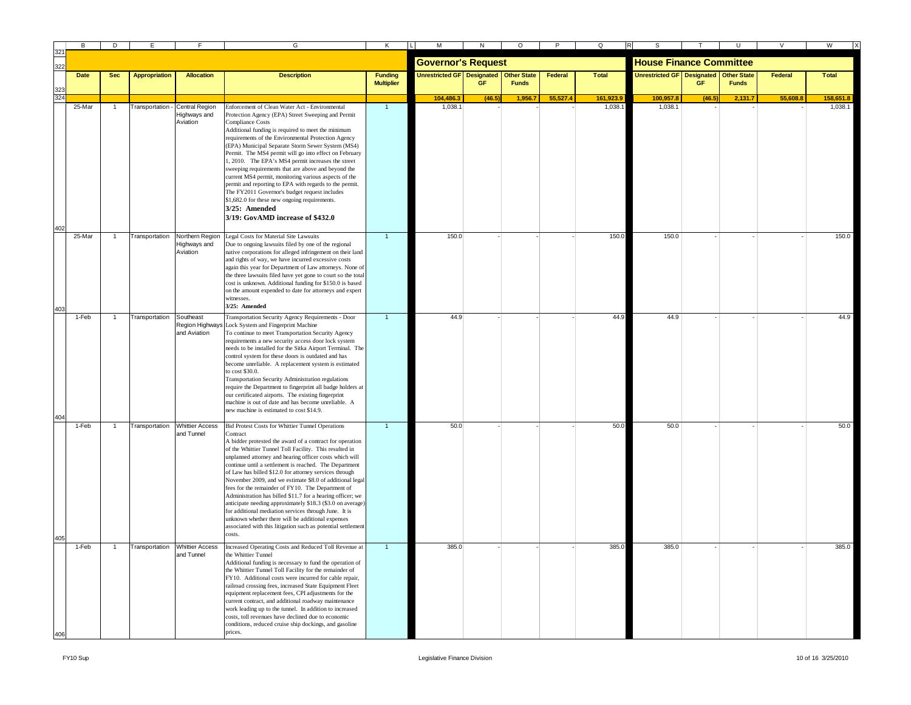| Date | Sec | Appropriation | Allocation | Description | Funding Multiplier | Governor's Request | | | | | House Finance Committee | | | | |
|---|---|---|---|---|---|---|---|---|---|---|---|---|---|---|---|
| | | | | | | Unrestricted GF | Designated GF | Other State Funds | Federal | Total | Unrestricted GF | Designated GF | Other State Funds | Federal | Total |
| | | | | | | 104,486.3 | (46.5) | 1,956.7 | 55,527.4 | 161,923.9 | 100,957.8 | (46.5) | 2,131.7 | 55,608.8 | 158,651.8 |
| 25-Mar | 1 | Transportation - | Central Region Highways and Aviation | Enforcement of Clean Water Act - Environmental Protection Agency (EPA) Street Sweeping and Permit Compliance Costs<br>Additional funding is required to meet the minimum requirements of the Environmental Protection Agency (EPA) Municipal Separate Storm Sewer System (MS4) Permit. The MS4 permit will go into effect on February 1, 2010. The EPA's MS4 permit increases the street sweeping requirements that are above and beyond the current MS4 permit, monitoring various aspects of the permit and reporting to EPA with regards to the permit. The FY2011 Governor's budget request includes $1,682.0 for these new ongoing requirements.<br>**3/25: Amended**<br>**3/19: GovAMD increase of $432.0** | 1 | 1,038.1 | - | - | - | 1,038.1 | 1,038.1 | - | - | - | 1,038.1 |
| 25-Mar | 1 | Transportation | Northern Region Highways and Aviation | Legal Costs for Material Site Lawsuits<br>Due to ongoing lawsuits filed by one of the regional native corporations for alleged infringement on their land and rights of way, we have incurred excessive costs again this year for Department of Law attorneys. None of the three lawsuits filed have yet gone to court so the total cost is unknown. Additional funding for $150.0 is based on the amount expended to date for attorneys and expert witnesses.<br>**3/25: Amended** | 1 | 150.0 | - | - | - | 150.0 | 150.0 | - | - | - | 150.0 |
| 1-Feb | 1 | Transportation | Southeast Region Highways and Aviation | Transportation Security Agency Requirements - Door Lock System and Fingerprint Machine<br>To continue to meet Transportation Security Agency requirements a new security access door lock system needs to be installed for the Sitka Airport Terminal. The control system for these doors is outdated and has become unreliable. A replacement system is estimated to cost $30.0.<br>Transportation Security Administration regulations require the Department to fingerprint all badge holders at our certificated airports. The existing fingerprint machine is out of date and has become unreliable. A new machine is estimated to cost $14.9. | 1 | 44.9 | - | - | - | 44.9 | 44.9 | - | - | - | 44.9 |
| 1-Feb | 1 | Transportation | Whittier Access and Tunnel | Bid Protest Costs for Whittier Tunnel Operations Contract<br>A bidder protested the award of a contract for operation of the Whittier Tunnel Toll Facility. This resulted in unplanned attorney and hearing officer costs which will continue until a settlement is reached. The Department of Law has billed $12.0 for attorney services through November 2009, and we estimate $8.0 of additional legal fees for the remainder of FY10. The Department of Administration has billed $11.7 for a hearing officer; we anticipate needing approximately $18.3 ($3.0 on average) for additional mediation services through June. It is unknown whether there will be additional expenses associated with this litigation such as potential settlement costs. | 1 | 50.0 | - | - | - | 50.0 | 50.0 | - | - | - | 50.0 |
| 1-Feb | 1 | Transportation | Whittier Access and Tunnel | Increased Operating Costs and Reduced Toll Revenue at the Whittier Tunnel<br>Additional funding is necessary to fund the operation of the Whittier Tunnel Toll Facility for the remainder of FY10. Additional costs were incurred for cable repair, railroad crossing fees, increased State Equipment Fleet equipment replacement fees, CPI adjustments for the current contract, and additional roadway maintenance work leading up to the tunnel. In addition to increased costs, toll revenues have declined due to economic conditions, reduced cruise ship dockings, and gasoline prices. | 1 | 385.0 | - | - | - | 385.0 | 385.0 | - | - | - | 385.0 |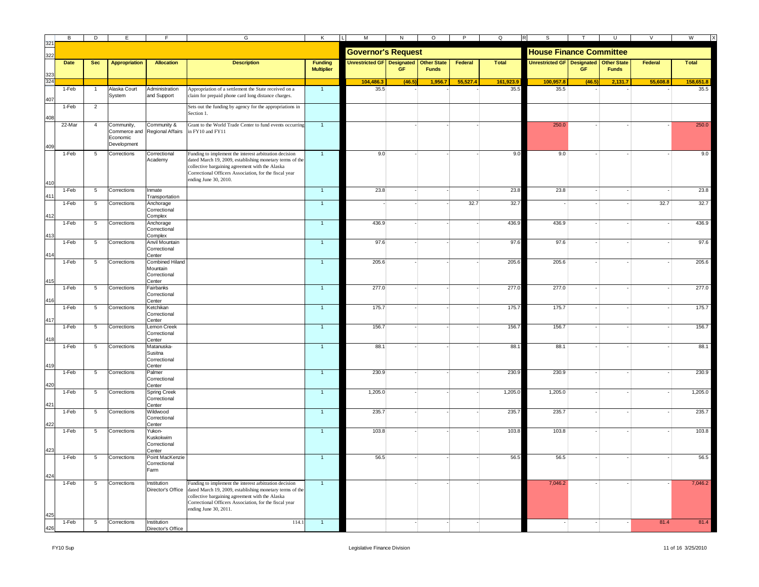| Date | Sec | Appropriation | Allocation | Description | Funding Multiplier | Governor's Request | | | | | House Finance Committee | | | | |
|---|---|---|---|---|---|---|---|---|---|---|---|---|---|---|---|
| | | | | | | Unrestricted GF | Designated GF | Other State Funds | Federal | Total | Unrestricted GF | Designated GF | Other State Funds | Federal | Total |
| | | | | | | 104,486.3 | (46.5) | 1,956.7 | 55,527.4 | 161,923.9 | 100,957.8 | (46.5) | 2,131.7 | 55,608.8 | 158,651.8 |
| 1-Feb | 1 | Alaska Court System | Administration and Support | Appropriation of a settlement the State received on a claim for prepaid phone card long distance charges. | 1 | 35.5 | - | - | - | 35.5 | 35.5 | - | - | - | 35.5 |
| 1-Feb | 2 | | | Sets out the funding by agency for the appropriations in Section 1. | | | | | | | | | | | |
| 22-Mar | 4 | Community, Commerce and Economic Development | Community & Regional Affairs | Grant to the World Trade Center to fund events occurring in FY10 and FY11 | 1 | | - | - | - | | 250.0 | - | - | - | 250.0 |
| 1-Feb | 5 | Corrections | Correctional Academy | Funding to implement the interest arbitration decision dated March 19, 2009, establishing monetary terms of the collective bargaining agreement with the Alaska Correctional Officers Association, for the fiscal year ending June 30, 2010. | 1 | 9.0 | - | - | - | 9.0 | 9.0 | - | - | - | 9.0 |
| 1-Feb | 5 | Corrections | Inmate Transportation | | 1 | 23.8 | - | - | - | 23.8 | 23.8 | - | - | - | 23.8 |
| 1-Feb | 5 | Corrections | Anchorage Correctional Complex | | 1 | - | - | - | 32.7 | 32.7 | - | - | - | 32.7 | 32.7 |
| 1-Feb | 5 | Corrections | Anchorage Correctional Complex | | 1 | 436.9 | - | - | - | 436.9 | 436.9 | - | - | - | 436.9 |
| 1-Feb | 5 | Corrections | Anvil Mountain Correctional Center | | 1 | 97.6 | - | - | - | 97.6 | 97.6 | - | - | - | 97.6 |
| 1-Feb | 5 | Corrections | Combined Hiland Mountain Correctional Center | | 1 | 205.6 | - | - | - | 205.6 | 205.6 | - | - | - | 205.6 |
| 1-Feb | 5 | Corrections | Fairbanks Correctional Center | | 1 | 277.0 | - | - | - | 277.0 | 277.0 | - | - | - | 277.0 |
| 1-Feb | 5 | Corrections | Ketchikan Correctional Center | | 1 | 175.7 | - | - | - | 175.7 | 175.7 | - | - | - | 175.7 |
| 1-Feb | 5 | Corrections | Lemon Creek Correctional Center | | 1 | 156.7 | - | - | - | 156.7 | 156.7 | - | - | - | 156.7 |
| 1-Feb | 5 | Corrections | Matanuska-Susitna Correctional Center | | 1 | 88.1 | - | - | - | 88.1 | 88.1 | - | - | - | 88.1 |
| 1-Feb | 5 | Corrections | Palmer Correctional Center | | 1 | 230.9 | - | - | - | 230.9 | 230.9 | - | - | - | 230.9 |
| 1-Feb | 5 | Corrections | Spring Creek Correctional Center | | 1 | 1,205.0 | - | - | - | 1,205.0 | 1,205.0 | - | - | - | 1,205.0 |
| 1-Feb | 5 | Corrections | Wildwood Correctional Center | | 1 | 235.7 | - | - | - | 235.7 | 235.7 | - | - | - | 235.7 |
| 1-Feb | 5 | Corrections | Yukon-Kuskokwim Correctional Center | | 1 | 103.8 | - | - | - | 103.8 | 103.8 | - | - | - | 103.8 |
| 1-Feb | 5 | Corrections | Point MacKenzie Correctional Farm | | 1 | 56.5 | - | - | - | 56.5 | 56.5 | - | - | - | 56.5 |
| 1-Feb | 5 | Corrections | Institution Director's Office | Funding to implement the interest arbitration decision dated March 19, 2009, establishing monetary terms of the collective bargaining agreement with the Alaska Correctional Officers Association, for the fiscal year ending June 30, 2011. | 1 | | - | - | - | | 7,046.2 | - | - | - | 7,046.2 |
| 1-Feb | 5 | Corrections | Institution Director's Office | 114.1 | 1 | | - | - | - | | - | - | - | 81.4 | 81.4 |

FY10 Sup — Legislative Finance Division — 3/25/2010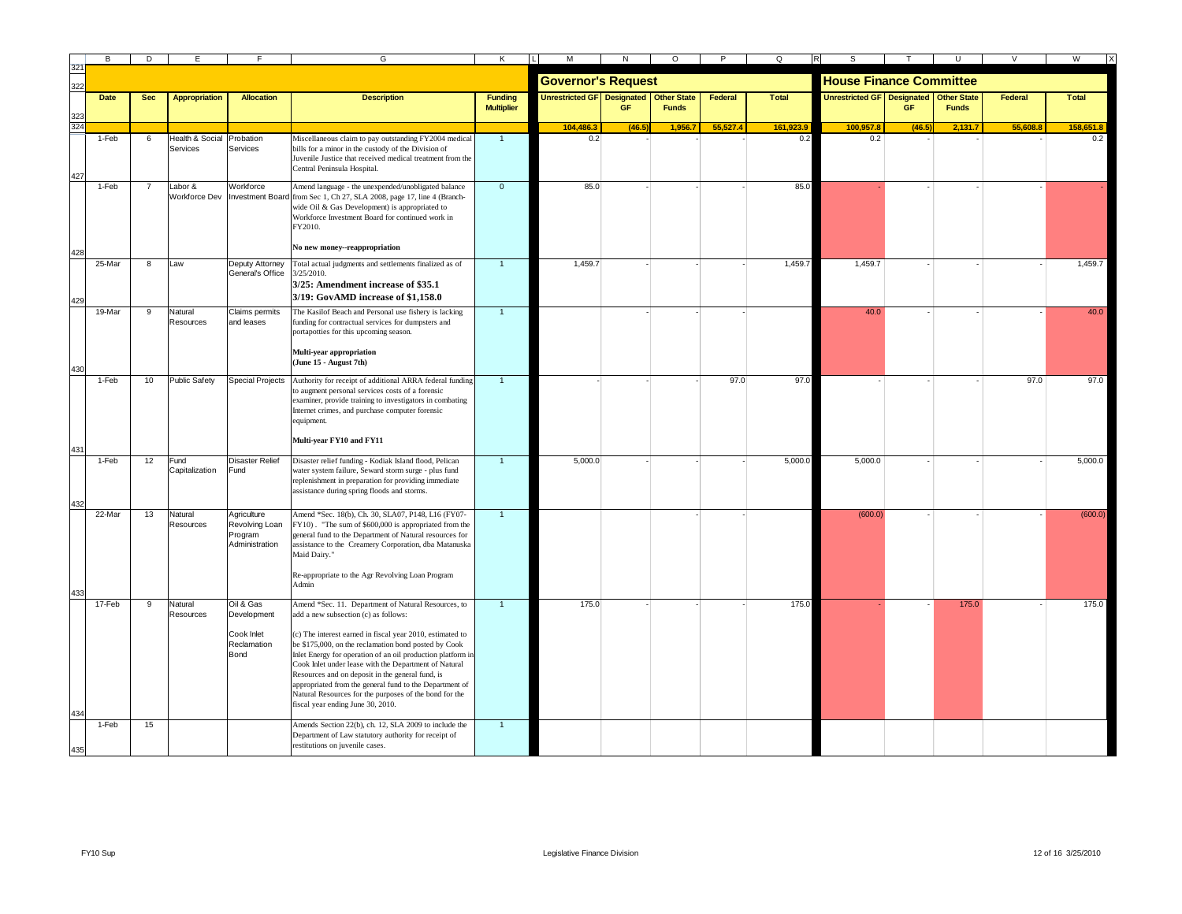| Date | Sec | Appropriation | Allocation | Description | Funding Multiplier | Governor's Request | | | | | House Finance Committee | | | | |
|---|---|---|---|---|---|---|---|---|---|---|---|---|---|---|---|
| | | | | | | Unrestricted GF | Designated GF | Other State Funds | Federal | Total | Unrestricted GF | Designated GF | Other State Funds | Federal | Total |
| | | | | | | 104,486.3 | (46.5) | 1,956.7 | 55,527.4 | 161,923.9 | 100,957.8 | (46.5) | 2,131.7 | 55,608.8 | 158,651.8 |
| 1-Feb | 6 | Health & Social Services | Probation Services | Miscellaneous claim to pay outstanding FY2004 medical bills for a minor in the custody of the Division of Juvenile Justice that received medical treatment from the Central Peninsula Hospital. | 1 | 0.2 | - | - | - | 0.2 | 0.2 | - | - | - | 0.2 |
| 1-Feb | 7 | Labor & Workforce Dev | Workforce Investment Board | Amend language - the unexpended/unobligated balance from Sec 1, Ch 27, SLA 2008, page 17, line 4 (Branch-wide Oil & Gas Development) is appropriated to Workforce Investment Board for continued work in FY2010. **No new money--reappropriation** | 0 | 85.0 | - | - | - | 85.0 | - | - | - | - | - |
| 25-Mar | 8 | Law | Deputy Attorney General's Office | Total actual judgments and settlements finalized as of 3/25/2010. **3/25: Amendment increase of $35.1** **3/19: GovAMD increase of $1,158.0** | 1 | 1,459.7 | - | - | - | 1,459.7 | 1,459.7 | - | - | - | 1,459.7 |
| 19-Mar | 9 | Natural Resources | Claims permits and leases | The Kasilof Beach and Personal use fishery is lacking funding for contractual services for dumpsters and portapotties for this upcoming season. **Multi-year appropriation (June 15 - August 7th)** | 1 | | - | - | - | | 40.0 | - | - | - | 40.0 |
| 1-Feb | 10 | Public Safety | Special Projects | Authority for receipt of additional ARRA federal funding to augment personal services costs of a forensic examiner, provide training to investigators in combating Internet crimes, and purchase computer forensic equipment. **Multi-year FY10 and FY11** | 1 | - | - | - | 97.0 | 97.0 | - | - | - | 97.0 | 97.0 |
| 1-Feb | 12 | Fund Capitalization | Disaster Relief Fund | Disaster relief funding - Kodiak Island flood, Pelican water system failure, Seward storm surge - plus fund replenishment in preparation for providing immediate assistance during spring floods and storms. | 1 | 5,000.0 | - | - | - | 5,000.0 | 5,000.0 | - | - | - | 5,000.0 |
| 22-Mar | 13 | Natural Resources | Agriculture Revolving Loan Program Administration | Amend *Sec. 18(b), Ch. 30, SLA07, P148, L16 (FY07-FY10) . "The sum of $600,000 is appropriated from the general fund to the Department of Natural resources for assistance to the Creamery Corporation, dba Matanuska Maid Dairy." Re-appropriate to the Agr Revolving Loan Program Admin | 1 | | | - | - | | (600.0) | - | - | - | (600.0) |
| 17-Feb | 9 | Natural Resources | Oil & Gas Development; Cook Inlet Reclamation Bond | Amend *Sec. 11. Department of Natural Resources, to add a new subsection (c) as follows: (c) The interest earned in fiscal year 2010, estimated to be $175,000, on the reclamation bond posted by Cook Inlet Energy for operation of an oil production platform in Cook Inlet under lease with the Department of Natural Resources and on deposit in the general fund, is appropriated from the general fund to the Department of Natural Resources for the purposes of the bond for the fiscal year ending June 30, 2010. | 1 | 175.0 | - | - | - | 175.0 | - | - | 175.0 | - | 175.0 |
| 1-Feb | 15 | | | Amends Section 22(b), ch. 12, SLA 2009 to include the Department of Law statutory authority for receipt of restitutions on juvenile cases. | 1 | | | | | | | | | | |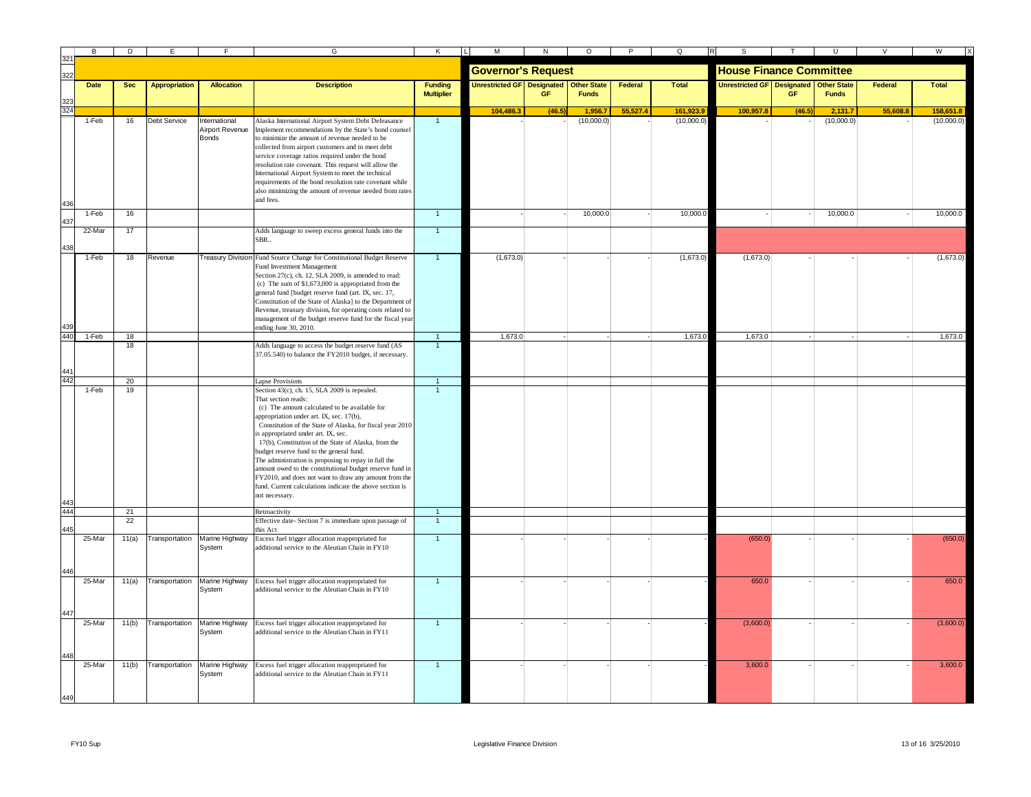| Date | Sec | Appropriation | Allocation | Description | Funding Multiplier | Governor's Request Unrestricted GF | Governor's Request Designated GF | Governor's Request Other State Funds | Governor's Request Federal | Governor's Request Total | House Finance Committee Unrestricted GF | House Finance Committee Designated GF | House Finance Committee Other State Funds | House Finance Committee Federal | House Finance Committee Total |
|---|---|---|---|---|---|---|---|---|---|---|---|---|---|---|---|
| | | | | | | 104,486.3 | (46.5) | 1,956.7 | 55,527.4 | 161,923.9 | 100,957.8 | (46.5) | 2,131.7 | 55,608.8 | 158,651.8 |
| 1-Feb | 16 | Debt Service | International Airport Revenue Bonds | Alaska International Airport System Debt Defeasance Implement recommendations by the State's bond counsel to minimize the amount of revenue needed to be collected from airport customers and to meet debt service coverage ratios required under the bond resolution rate covenant. This request will allow the International Airport System to meet the technical requirements of the bond resolution rate covenant while also minimizing the amount of revenue needed from rates and fees. | 1 | - | - | (10,000.0) | - | (10,000.0) | - | - | (10,000.0) | - | (10,000.0) |
| 1-Feb | 16 | | | | 1 | - | - | 10,000.0 | - | 10,000.0 | - | - | 10,000.0 | - | 10,000.0 |
| 22-Mar | 17 | | | Adds language to sweep excess general funds into the SBR.. | 1 | | | | | | | | | | |
| 1-Feb | 18 | Revenue | Treasury Division | Fund Source Change for Constitutional Budget Reserve Fund Investment Management Section 27(c), ch. 12, SLA 2009, is amended to read: (c) The sum of $1,673,000 is appropriated from the general fund [budget reserve fund (art. IX, sec. 17, Constitution of the State of Alaska] to the Department of Revenue, treasury division, for operating costs related to management of the budget reserve fund for the fiscal year ending June 30, 2010. | 1 | (1,673.0) | - | - | - | (1,673.0) | (1,673.0) | - | - | - | (1,673.0) |
| 1-Feb | 18 | | | | 1 | 1,673.0 | - | - | - | 1,673.0 | 1,673.0 | - | - | - | 1,673.0 |
| | 18 | | | Adds language to access the budget reserve fund (AS 37.05.540) to balance the FY2010 budget, if necessary. | 1 | | | | | | | | | | |
| | 20 | | | Lapse Provisions | 1 | | | | | | | | | | |
| 1-Feb | 19 | | | Section 43(c), ch. 15, SLA 2009 is repealed. That section reads: (c) The amount calculated to be available for appropriation under art. IX, sec. 17(b), Constitution of the State of Alaska, for fiscal year 2010 is appropriated under art. IX, sec. 17(b), Constitution of the State of Alaska, from the budget reserve fund to the general fund. The administration is proposing to repay in full the amount owed to the constitutional budget reserve fund in FY2010, and does not want to draw any amount from the fund. Current calculations indicate the above section is not necessary. | 1 | | | | | | | | | | |
| | 21 | | | Retroactivity | 1 | | | | | | | | | | |
| | 22 | | | Effective date- Section 7 is immediate upon passage of this Act | 1 | | | | | | | | | | |
| 25-Mar | 11(a) | Transportation | Marine Highway System | Excess fuel trigger allocation reappropriated for additional service to the Aleutian Chain in FY10 | 1 | - | - | - | - | - | (650.0) | - | - | - | (650.0) |
| 25-Mar | 11(a) | Transportation | Marine Highway System | Excess fuel trigger allocation reappropriated for additional service to the Aleutian Chain in FY10 | 1 | - | - | - | - | - | 650.0 | - | - | - | 650.0 |
| 25-Mar | 11(b) | Transportation | Marine Highway System | Excess fuel trigger allocation reappropriated for additional service to the Aleutian Chain in FY11 | 1 | - | - | - | - | - | (3,600.0) | - | - | - | (3,600.0) |
| 25-Mar | 11(b) | Transportation | Marine Highway System | Excess fuel trigger allocation reappropriated for additional service to the Aleutian Chain in FY11 | 1 | - | - | - | - | - | 3,600.0 | - | - | - | 3,600.0 |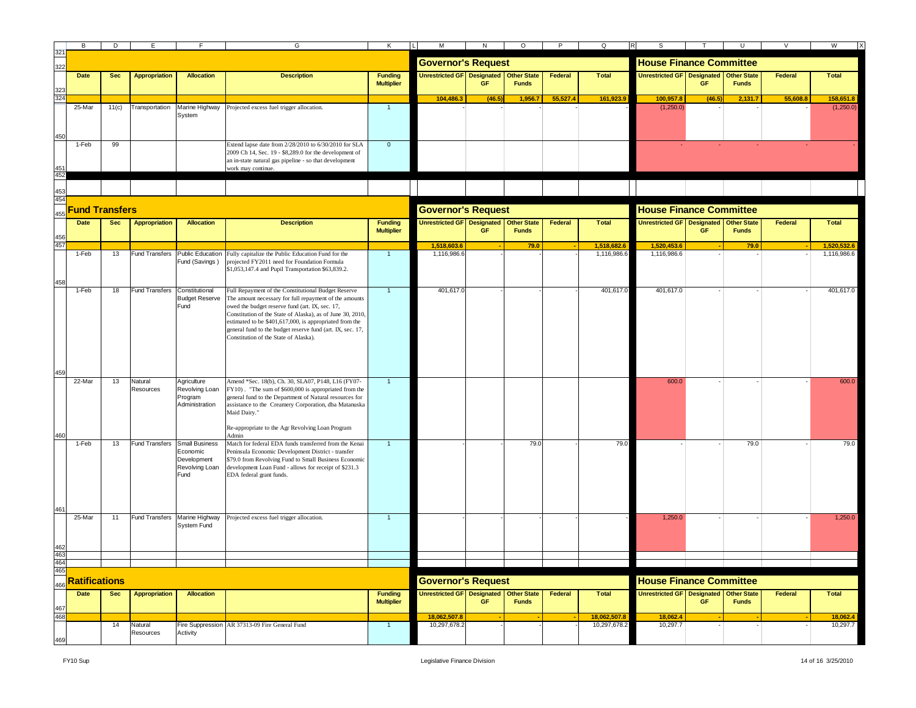| Date | Sec | Appropriation | Allocation | Description | Funding Multiplier | Governor's Request Unrestricted GF | Designated GF | Other State Funds | Federal | Total | House Finance Committee Unrestricted GF | Designated GF | Other State Funds | Federal | Total |
|---|---|---|---|---|---|---|---|---|---|---|---|---|---|---|---|
| | | | | | | 104,486.3 | (46.5) | 1,956.7 | 55,527.4 | 161,923.9 | 100,957.8 | (46.5) | 2,131.7 | 55,608.8 | 158,651.8 |
| 25-Mar | 11(c) | Transportation | Marine Highway System | Projected excess fuel trigger allocation. | 1 | - | - | - | - | - | (1,250.0) | - | - | - | (1,250.0) |
| 1-Feb | 99 | | | Extend lapse date from 2/28/2010 to 6/30/2010 for SLA 2009 Ch 14, Sec. 19 - $8,289.0 for the development of an in-state natural gas pipeline - so that development work may continue. | 0 | | | | | | - | - | - | - | - |

## Fund Transfers

| Date | Sec | Appropriation | Allocation | Description | Funding Multiplier | Governor's Request Unrestricted GF | Designated GF | Other State Funds | Federal | Total | House Finance Committee Unrestricted GF | Designated GF | Other State Funds | Federal | Total |
|---|---|---|---|---|---|---|---|---|---|---|---|---|---|---|---|
| | | | | | | 1,518,603.6 | - | 79.0 | - | 1,518,682.6 | 1,520,453.6 | - | 79.0 | - | 1,520,532.6 |
| 1-Feb | 13 | Fund Transfers | Public Education Fund (Savings ) | Fully capitalize the Public Education Fund for the projected FY2011 need for Foundation Formula $1,053,147.4 and Pupil Transportation $63,839.2. | 1 | 1,116,986.6 | - | - | - | 1,116,986.6 | 1,116,986.6 | - | - | - | 1,116,986.6 |
| 1-Feb | 18 | Fund Transfers | Constitutional Budget Reserve Fund | Full Repayment of the Constitutional Budget Reserve The amount necessary for full repayment of the amounts owed the budget reserve fund (art. IX, sec. 17, Constitution of the State of Alaska), as of June 30, 2010, estimated to be $401,617,000, is appropriated from the general fund to the budget reserve fund (art. IX, sec. 17, Constitution of the State of Alaska). | 1 | 401,617.0 | - | - | - | 401,617.0 | 401,617.0 | - | - | - | 401,617.0 |
| 22-Mar | 13 | Natural Resources | Agriculture Revolving Loan Program Administration | Amend *Sec. 18(b), Ch. 30, SLA07, P148, L16 (FY07-FY10) . "The sum of $600,000 is appropriated from the general fund to the Department of Natural resources for assistance to the Creamery Corporation, dba Matanuska Maid Dairy." Re-appropriate to the Agr Revolving Loan Program Admin | 1 | | | | | | 600.0 | - | - | - | 600.0 |
| 1-Feb | 13 | Fund Transfers | Small Business Economic Development Revolving Loan Fund | Match for federal EDA funds transferred from the Kenai Peninsula Economic Development District - transfer $79.0 from Revolving Fund to Small Business Economic development Loan Fund - allows for receipt of $231.3 EDA federal grant funds. | 1 | - | - | 79.0 | - | 79.0 | - | - | 79.0 | - | 79.0 |
| 25-Mar | 11 | Fund Transfers | Marine Highway System Fund | Projected excess fuel trigger allocation. | 1 | - | - | - | - | - | 1,250.0 | - | - | - | 1,250.0 |

## Ratifications

| Date | Sec | Appropriation | Allocation | | Funding Multiplier | Governor's Request Unrestricted GF | Designated GF | Other State Funds | Federal | Total | House Finance Committee Unrestricted GF | Designated GF | Other State Funds | Federal | Total |
|---|---|---|---|---|---|---|---|---|---|---|---|---|---|---|---|
| | | | | | | 18,062,507.8 | - | - | - | 18,062,507.8 | 18,062.4 | - | - | - | 18,062.4 |
| | 14 | Natural Resources | Fire Suppression Activity | AR 37313-09 Fire General Fund | 1 | 10,297,678.2 | - | - | - | 10,297,678.2 | 10,297.7 | - | - | - | 10,297.7 |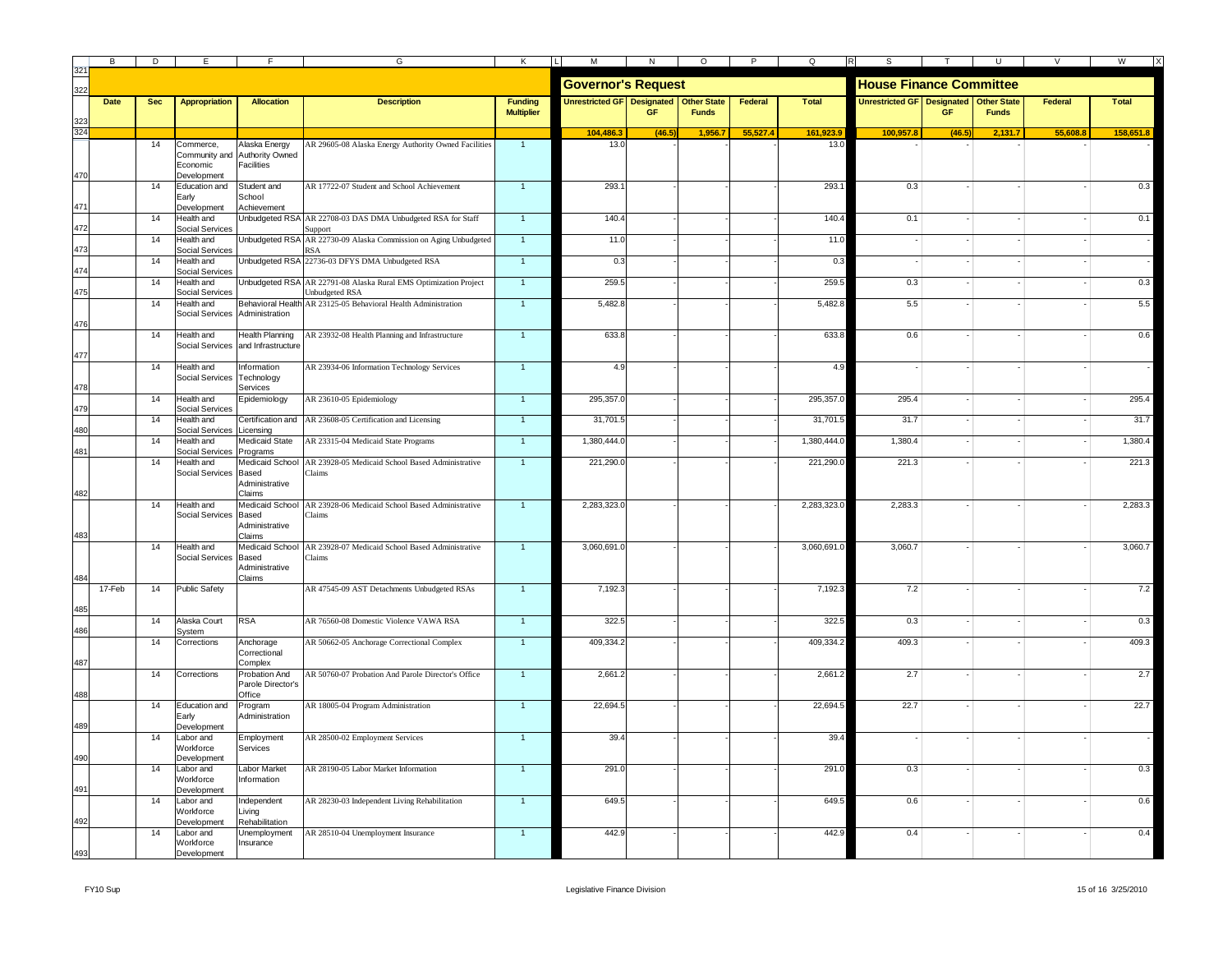| Date | Sec | Appropriation | Allocation | Description | Funding Multiplier | Governor's Request | | | | | House Finance Committee | | | | |
|---|---|---|---|---|---|---|---|---|---|---|---|---|---|---|---|
| | | | | | | Unrestricted GF | Designated GF | Other State Funds | Federal | Total | Unrestricted GF | Designated GF | Other State Funds | Federal | Total |
| | | | | | | 104,486.3 | (46.5) | 1,956.7 | 55,527.4 | 161,923.9 | 100,957.8 | (46.5) | 2,131.7 | 55,608.8 | 158,651.8 |
| | 14 | Commerce, Community and Economic Development | Alaska Energy Authority Owned Facilities | AR 29605-08 Alaska Energy Authority Owned Facilities | 1 | 13.0 | - | - | - | 13.0 | - | - | - | - | - |
| | 14 | Education and Early Development | Student and School Achievement | AR 17722-07 Student and School Achievement | 1 | 293.1 | - | - | - | 293.1 | 0.3 | - | - | - | 0.3 |
| | 14 | Health and Social Services | Unbudgeted RSA | AR 22708-03 DAS DMA Unbudgeted RSA for Staff Support | 1 | 140.4 | - | - | - | 140.4 | 0.1 | - | - | - | 0.1 |
| | 14 | Health and Social Services | Unbudgeted RSA | AR 22730-09 Alaska Commission on Aging Unbudgeted RSA | 1 | 11.0 | - | - | - | 11.0 | - | - | - | - | - |
| | 14 | Health and Social Services | Unbudgeted RSA | 22736-03 DFYS DMA Unbudgeted RSA | 1 | 0.3 | - | - | - | 0.3 | - | - | - | - | - |
| | 14 | Health and Social Services | Unbudgeted RSA | AR 22791-08 Alaska Rural EMS Optimization Project Unbudgeted RSA | 1 | 259.5 | - | - | - | 259.5 | 0.3 | - | - | - | 0.3 |
| | 14 | Health and Social Services | Behavioral Health Administration | AR 23125-05 Behavioral Health Administration | 1 | 5,482.8 | - | - | - | 5,482.8 | 5.5 | - | - | - | 5.5 |
| | 14 | Health and Social Services | Health Planning and Infrastructure | AR 23932-08 Health Planning and Infrastructure | 1 | 633.8 | - | - | - | 633.8 | 0.6 | - | - | - | 0.6 |
| | 14 | Health and Social Services | Information Technology Services | AR 23934-06 Information Technology Services | 1 | 4.9 | - | - | - | 4.9 | - | - | - | - | - |
| | 14 | Health and Social Services | Epidemiology | AR 23610-05 Epidemiology | 1 | 295,357.0 | - | - | - | 295,357.0 | 295.4 | - | - | - | 295.4 |
| | 14 | Health and Social Services | Certification and Licensing | AR 23608-05 Certification and Licensing | 1 | 31,701.5 | - | - | - | 31,701.5 | 31.7 | - | - | - | 31.7 |
| | 14 | Health and Social Services | Medicaid State Programs | AR 23315-04 Medicaid State Programs | 1 | 1,380,444.0 | - | - | - | 1,380,444.0 | 1,380.4 | - | - | - | 1,380.4 |
| | 14 | Health and Social Services | Medicaid School Based Administrative Claims | AR 23928-05 Medicaid School Based Administrative Claims | 1 | 221,290.0 | - | - | - | 221,290.0 | 221.3 | - | - | - | 221.3 |
| | 14 | Health and Social Services | Medicaid School Based Administrative Claims | AR 23928-06 Medicaid School Based Administrative Claims | 1 | 2,283,323.0 | - | - | - | 2,283,323.0 | 2,283.3 | - | - | - | 2,283.3 |
| | 14 | Health and Social Services | Medicaid School Based Administrative Claims | AR 23928-07 Medicaid School Based Administrative Claims | 1 | 3,060,691.0 | - | - | - | 3,060,691.0 | 3,060.7 | - | - | - | 3,060.7 |
| 17-Feb | 14 | Public Safety | | AR 47545-09 AST Detachments Unbudgeted RSAs | 1 | 7,192.3 | - | - | - | 7,192.3 | 7.2 | - | - | - | 7.2 |
| | 14 | Alaska Court System | RSA | AR 76560-08 Domestic Violence VAWA RSA | 1 | 322.5 | - | - | - | 322.5 | 0.3 | - | - | - | 0.3 |
| | 14 | Corrections | Anchorage Correctional Complex | AR 50662-05 Anchorage Correctional Complex | 1 | 409,334.2 | - | - | - | 409,334.2 | 409.3 | - | - | - | 409.3 |
| | 14 | Corrections | Probation And Parole Director's Office | AR 50760-07 Probation And Parole Director's Office | 1 | 2,661.2 | - | - | - | 2,661.2 | 2.7 | - | - | - | 2.7 |
| | 14 | Education and Early Development | Program Administration | AR 18005-04 Program Administration | 1 | 22,694.5 | - | - | - | 22,694.5 | 22.7 | - | - | - | 22.7 |
| | 14 | Labor and Workforce Development | Employment Services | AR 28500-02 Employment Services | 1 | 39.4 | - | - | - | 39.4 | - | - | - | - | - |
| | 14 | Labor and Workforce Development | Labor Market Information | AR 28190-05 Labor Market Information | 1 | 291.0 | - | - | - | 291.0 | 0.3 | - | - | - | 0.3 |
| | 14 | Labor and Workforce Development | Independent Living Rehabilitation | AR 28230-03 Independent Living Rehabilitation | 1 | 649.5 | - | - | - | 649.5 | 0.6 | - | - | - | 0.6 |
| | 14 | Labor and Workforce Development | Unemployment Insurance | AR 28510-04 Unemployment Insurance | 1 | 442.9 | - | - | - | 442.9 | 0.4 | - | - | - | 0.4 |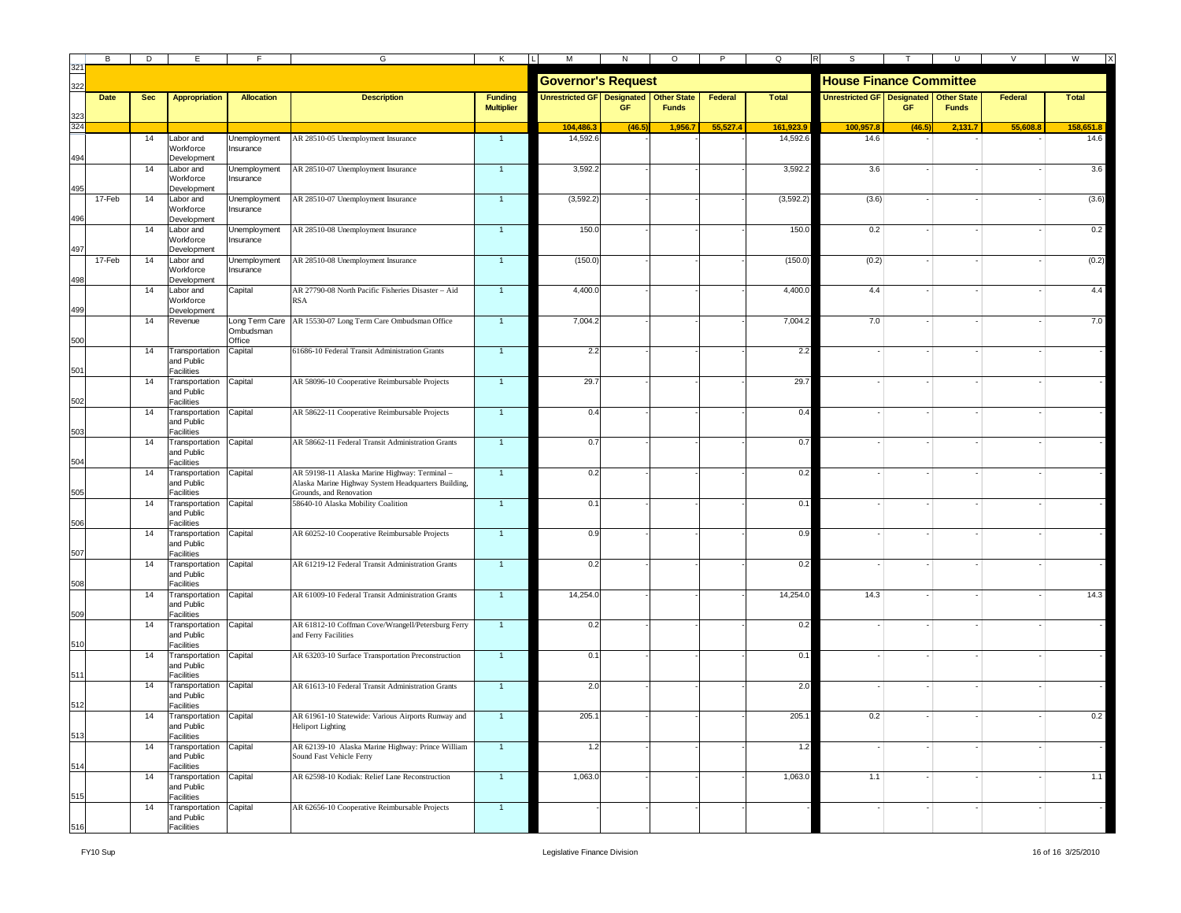| Date | Sec | Appropriation | Allocation | Description | Funding Multiplier | Governor's Request Unrestricted GF | Designated GF | Other State Funds | Federal | Total | House Finance Committee Unrestricted GF | Designated GF | Other State Funds | Federal | Total |
|---|---|---|---|---|---|---|---|---|---|---|---|---|---|---|---|
| | | | | | | 104,486.3 | (46.5) | 1,956.7 | 55,527.4 | 161,923.9 | 100,957.8 | (46.5) | 2,131.7 | 55,608.8 | 158,651.8 |
| | 14 | Labor and Workforce Development | Unemployment Insurance | AR 28510-05 Unemployment Insurance | 1 | 14,592.6 | - | - | - | 14,592.6 | 14.6 | - | - | - | 14.6 |
| | 14 | Labor and Workforce Development | Unemployment Insurance | AR 28510-07 Unemployment Insurance | 1 | 3,592.2 | - | - | - | 3,592.2 | 3.6 | - | - | - | 3.6 |
| 17-Feb | 14 | Labor and Workforce Development | Unemployment Insurance | AR 28510-07 Unemployment Insurance | 1 | (3,592.2) | - | - | - | (3,592.2) | (3.6) | - | - | - | (3.6) |
| | 14 | Labor and Workforce Development | Unemployment Insurance | AR 28510-08 Unemployment Insurance | 1 | 150.0 | - | - | - | 150.0 | 0.2 | - | - | - | 0.2 |
| 17-Feb | 14 | Labor and Workforce Development | Unemployment Insurance | AR 28510-08 Unemployment Insurance | 1 | (150.0) | - | - | - | (150.0) | (0.2) | - | - | - | (0.2) |
| | 14 | Labor and Workforce Development | Capital | AR 27790-08 North Pacific Fisheries Disaster – Aid RSA | 1 | 4,400.0 | - | - | - | 4,400.0 | 4.4 | - | - | - | 4.4 |
| | 14 | Revenue | Long Term Care Ombudsman Office | AR 15530-07 Long Term Care Ombudsman Office | 1 | 7,004.2 | - | - | - | 7,004.2 | 7.0 | - | - | - | 7.0 |
| | 14 | Transportation and Public Facilities | Capital | 61686-10 Federal Transit Administration Grants | 1 | 2.2 | - | - | - | 2.2 | - | - | - | - | - |
| | 14 | Transportation and Public Facilities | Capital | AR 58096-10 Cooperative Reimbursable Projects | 1 | 29.7 | - | - | - | 29.7 | - | - | - | - | - |
| | 14 | Transportation and Public Facilities | Capital | AR 58622-11 Cooperative Reimbursable Projects | 1 | 0.4 | - | - | - | 0.4 | - | - | - | - | - |
| | 14 | Transportation and Public Facilities | Capital | AR 58662-11 Federal Transit Administration Grants | 1 | 0.7 | - | - | - | 0.7 | - | - | - | - | - |
| | 14 | Transportation and Public Facilities | Capital | AR 59198-11 Alaska Marine Highway: Terminal – Alaska Marine Highway System Headquarters Building, Grounds, and Renovation | 1 | 0.2 | - | - | - | 0.2 | - | - | - | - | - |
| | 14 | Transportation and Public Facilities | Capital | 58640-10 Alaska Mobility Coalition | 1 | 0.1 | - | - | - | 0.1 | - | - | - | - | - |
| | 14 | Transportation and Public Facilities | Capital | AR 60252-10 Cooperative Reimbursable Projects | 1 | 0.9 | - | - | - | 0.9 | - | - | - | - | - |
| | 14 | Transportation and Public Facilities | Capital | AR 61219-12 Federal Transit Administration Grants | 1 | 0.2 | - | - | - | 0.2 | - | - | - | - | - |
| | 14 | Transportation and Public Facilities | Capital | AR 61009-10 Federal Transit Administration Grants | 1 | 14,254.0 | - | - | - | 14,254.0 | 14.3 | - | - | - | 14.3 |
| | 14 | Transportation and Public Facilities | Capital | AR 61812-10 Coffman Cove/Wrangell/Petersburg Ferry and Ferry Facilities | 1 | 0.2 | - | - | - | 0.2 | - | - | - | - | - |
| | 14 | Transportation and Public Facilities | Capital | AR 63203-10 Surface Transportation Preconstruction | 1 | 0.1 | - | - | - | 0.1 | - | - | - | - | - |
| | 14 | Transportation and Public Facilities | Capital | AR 61613-10 Federal Transit Administration Grants | 1 | 2.0 | - | - | - | 2.0 | - | - | - | - | - |
| | 14 | Transportation and Public Facilities | Capital | AR 61961-10 Statewide: Various Airports Runway and Heliport Lighting | 1 | 205.1 | - | - | - | 205.1 | 0.2 | - | - | - | 0.2 |
| | 14 | Transportation and Public Facilities | Capital | AR 62139-10 Alaska Marine Highway: Prince William Sound Fast Vehicle Ferry | 1 | 1.2 | - | - | - | 1.2 | - | - | - | - | - |
| | 14 | Transportation and Public Facilities | Capital | AR 62598-10 Kodiak: Relief Lane Reconstruction | 1 | 1,063.0 | - | - | - | 1,063.0 | 1.1 | - | - | - | 1.1 |
| | 14 | Transportation and Public Facilities | Capital | AR 62656-10 Cooperative Reimbursable Projects | 1 | - | - | - | - | - | - | - | - | - | - |